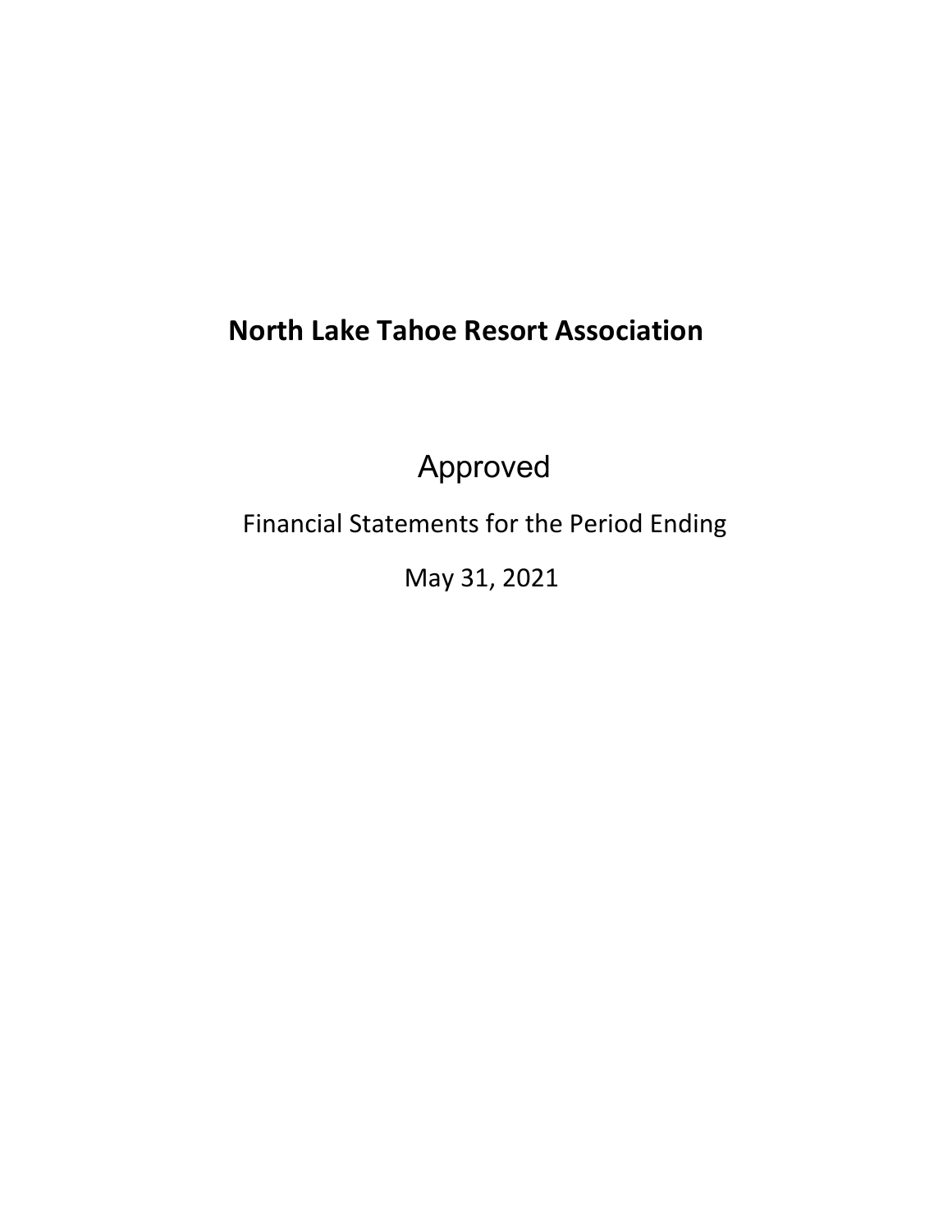# North Lake Tahoe Resort Association

Approved

Financial Statements for the Period Ending

May 31, 2021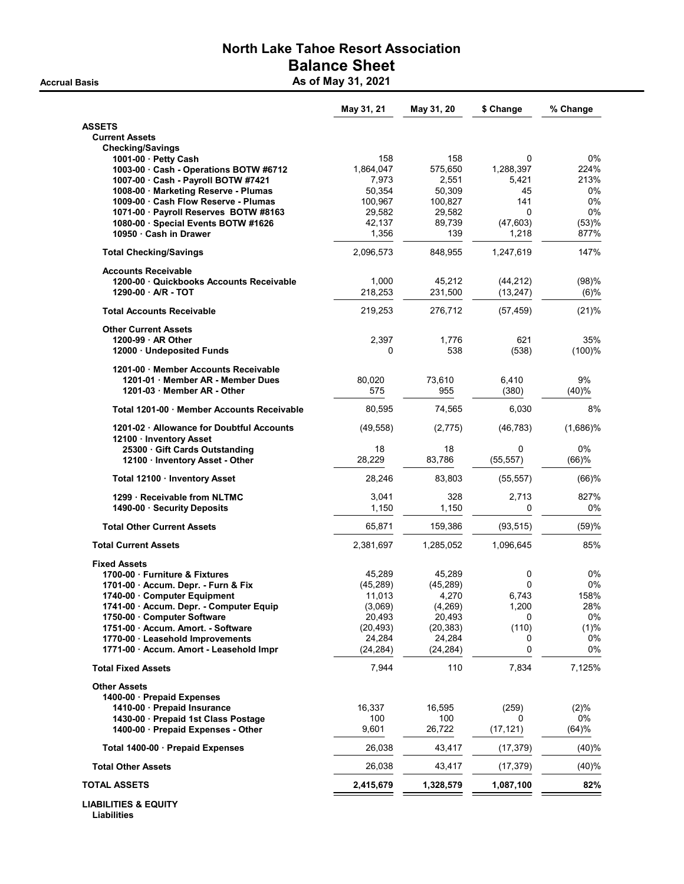# North Lake Tahoe Resort Association

## Balance Sheet

**Accrual Basis** | **As of May 31, 2021**

| | May 31, 21 | May 31, 20 | $ Change | % Change |
|---|---|---|---|---|
| **ASSETS** | | | | |
| **Current Assets** | | | | |
| **Checking/Savings** | | | | |
| 1001-00 · Petty Cash | 158 | 158 | 0 | 0% |
| 1003-00 · Cash - Operations BOTW #6712 | 1,864,047 | 575,650 | 1,288,397 | 224% |
| 1007-00 · Cash - Payroll BOTW #7421 | 7,973 | 2,551 | 5,421 | 213% |
| 1008-00 · Marketing Reserve - Plumas | 50,354 | 50,309 | 45 | 0% |
| 1009-00 · Cash Flow Reserve - Plumas | 100,967 | 100,827 | 141 | 0% |
| 1071-00 · Payroll Reserves BOTW #8163 | 29,582 | 29,582 | 0 | 0% |
| 1080-00 · Special Events BOTW #1626 | 42,137 | 89,739 | (47,603) | (53)% |
| 10950 · Cash in Drawer | 1,356 | 139 | 1,218 | 877% |
| **Total Checking/Savings** | 2,096,573 | 848,955 | 1,247,619 | 147% |
| **Accounts Receivable** | | | | |
| 1200-00 · Quickbooks Accounts Receivable | 1,000 | 45,212 | (44,212) | (98)% |
| 1290-00 · A/R - TOT | 218,253 | 231,500 | (13,247) | (6)% |
| **Total Accounts Receivable** | 219,253 | 276,712 | (57,459) | (21)% |
| **Other Current Assets** | | | | |
| 1200-99 · AR Other | 2,397 | 1,776 | 621 | 35% |
| 12000 · Undeposited Funds | 0 | 538 | (538) | (100)% |
| 1201-00 · Member Accounts Receivable | | | | |
| 1201-01 · Member AR - Member Dues | 80,020 | 73,610 | 6,410 | 9% |
| 1201-03 · Member AR - Other | 575 | 955 | (380) | (40)% |
| Total 1201-00 · Member Accounts Receivable | 80,595 | 74,565 | 6,030 | 8% |
| 1201-02 · Allowance for Doubtful Accounts | (49,558) | (2,775) | (46,783) | (1,686)% |
| 12100 · Inventory Asset | | | | |
| 25300 · Gift Cards Outstanding | 18 | 18 | 0 | 0% |
| 12100 · Inventory Asset - Other | 28,229 | 83,786 | (55,557) | (66)% |
| Total 12100 · Inventory Asset | 28,246 | 83,803 | (55,557) | (66)% |
| 1299 · Receivable from NLTMC | 3,041 | 328 | 2,713 | 827% |
| 1490-00 · Security Deposits | 1,150 | 1,150 | 0 | 0% |
| **Total Other Current Assets** | 65,871 | 159,386 | (93,515) | (59)% |
| **Total Current Assets** | 2,381,697 | 1,285,052 | 1,096,645 | 85% |
| **Fixed Assets** | | | | |
| 1700-00 · Furniture & Fixtures | 45,289 | 45,289 | 0 | 0% |
| 1701-00 · Accum. Depr. - Furn & Fix | (45,289) | (45,289) | 0 | 0% |
| 1740-00 · Computer Equipment | 11,013 | 4,270 | 6,743 | 158% |
| 1741-00 · Accum. Depr. - Computer Equip | (3,069) | (4,269) | 1,200 | 28% |
| 1750-00 · Computer Software | 20,493 | 20,493 | 0 | 0% |
| 1751-00 · Accum. Amort. - Software | (20,493) | (20,383) | (110) | (1)% |
| 1770-00 · Leasehold Improvements | 24,284 | 24,284 | 0 | 0% |
| 1771-00 · Accum. Amort - Leasehold Impr | (24,284) | (24,284) | 0 | 0% |
| **Total Fixed Assets** | 7,944 | 110 | 7,834 | 7,125% |
| **Other Assets** | | | | |
| 1400-00 · Prepaid Expenses | | | | |
| 1410-00 · Prepaid Insurance | 16,337 | 16,595 | (259) | (2)% |
| 1430-00 · Prepaid 1st Class Postage | 100 | 100 | 0 | 0% |
| 1400-00 · Prepaid Expenses - Other | 9,601 | 26,722 | (17,121) | (64)% |
| Total 1400-00 · Prepaid Expenses | 26,038 | 43,417 | (17,379) | (40)% |
| **Total Other Assets** | 26,038 | 43,417 | (17,379) | (40)% |
| **TOTAL ASSETS** | **2,415,679** | **1,328,579** | **1,087,100** | **82%** |
| **LIABILITIES & EQUITY** | | | | |
| **Liabilities** | | | | |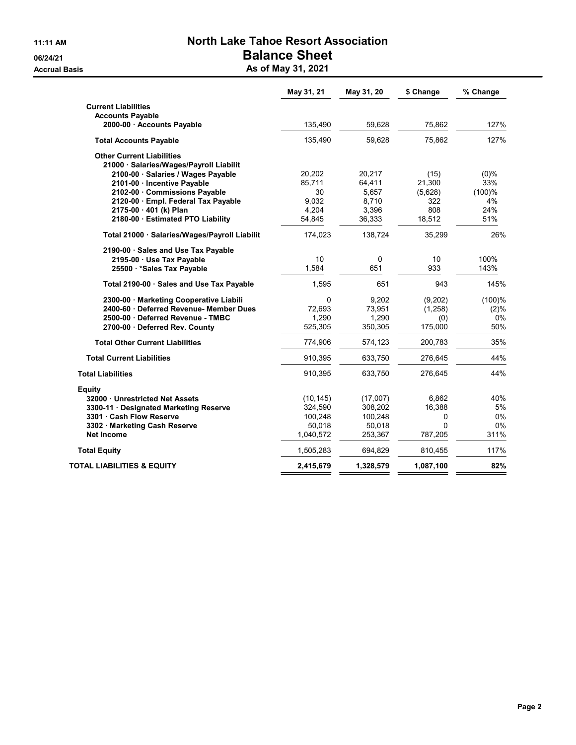# North Lake Tahoe Resort Association

## Balance Sheet

11:11 AM
06/24/21
Accrual Basis

### As of May 31, 2021

| | May 31, 21 | May 31, 20 | $ Change | % Change |
|---|---|---|---|---|
| **Current Liabilities** | | | | |
| **Accounts Payable** | | | | |
| 2000-00 · Accounts Payable | 135,490 | 59,628 | 75,862 | 127% |
| **Total Accounts Payable** | 135,490 | 59,628 | 75,862 | 127% |
| **Other Current Liabilities** | | | | |
| 21000 · Salaries/Wages/Payroll Liabilit | | | | |
| 2100-00 · Salaries / Wages Payable | 20,202 | 20,217 | (15) | (0)% |
| 2101-00 · Incentive Payable | 85,711 | 64,411 | 21,300 | 33% |
| 2102-00 · Commissions Payable | 30 | 5,657 | (5,628) | (100)% |
| 2120-00 · Empl. Federal Tax Payable | 9,032 | 8,710 | 322 | 4% |
| 2175-00 · 401 (k) Plan | 4,204 | 3,396 | 808 | 24% |
| 2180-00 · Estimated PTO Liability | 54,845 | 36,333 | 18,512 | 51% |
| Total 21000 · Salaries/Wages/Payroll Liabilit | 174,023 | 138,724 | 35,299 | 26% |
| 2190-00 · Sales and Use Tax Payable | | | | |
| 2195-00 · Use Tax Payable | 10 | 0 | 10 | 100% |
| 25500 · *Sales Tax Payable | 1,584 | 651 | 933 | 143% |
| Total 2190-00 · Sales and Use Tax Payable | 1,595 | 651 | 943 | 145% |
| 2300-00 · Marketing Cooperative Liabili | 0 | 9,202 | (9,202) | (100)% |
| 2400-60 · Deferred Revenue- Member Dues | 72,693 | 73,951 | (1,258) | (2)% |
| 2500-00 · Deferred Revenue - TMBC | 1,290 | 1,290 | (0) | 0% |
| 2700-00 · Deferred Rev. County | 525,305 | 350,305 | 175,000 | 50% |
| **Total Other Current Liabilities** | 774,906 | 574,123 | 200,783 | 35% |
| **Total Current Liabilities** | 910,395 | 633,750 | 276,645 | 44% |
| **Total Liabilities** | 910,395 | 633,750 | 276,645 | 44% |
| **Equity** | | | | |
| 32000 · Unrestricted Net Assets | (10,145) | (17,007) | 6,862 | 40% |
| 3300-11 · Designated Marketing Reserve | 324,590 | 308,202 | 16,388 | 5% |
| 3301 · Cash Flow Reserve | 100,248 | 100,248 | 0 | 0% |
| 3302 · Marketing Cash Reserve | 50,018 | 50,018 | 0 | 0% |
| Net Income | 1,040,572 | 253,367 | 787,205 | 311% |
| **Total Equity** | 1,505,283 | 694,829 | 810,455 | 117% |
| **TOTAL LIABILITIES & EQUITY** | **2,415,679** | **1,328,579** | **1,087,100** | **82%** |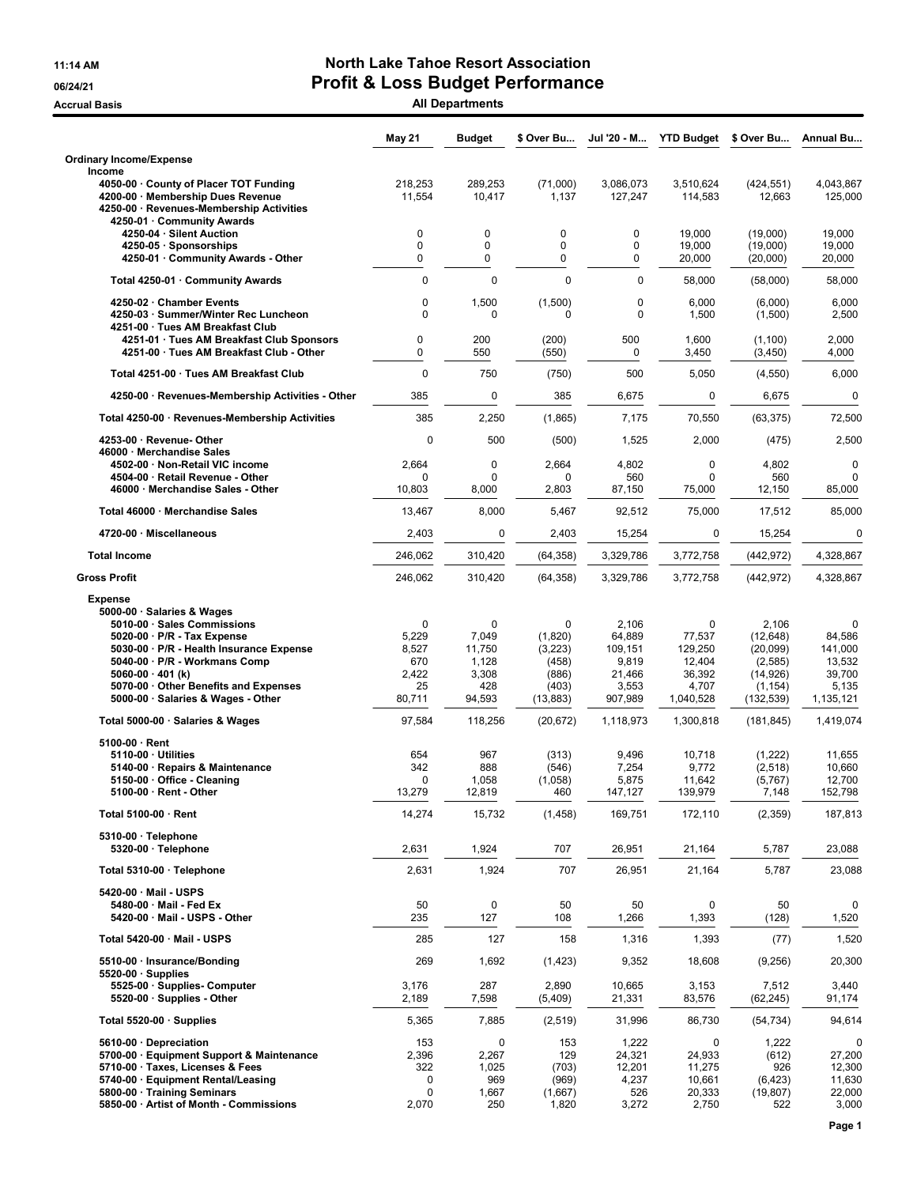# North Lake Tahoe Resort Association

## Profit & Loss Budget Performance

11:14 AM
06/24/21
Accrual Basis

**All Departments**

| | May 21 | Budget | $ Over Bu... | Jul '20 - M... | YTD Budget | $ Over Bu... | Annual Bu... |
|---|---|---|---|---|---|---|---|
| **Ordinary Income/Expense** | | | | | | | |
| **Income** | | | | | | | |
| 4050-00 · County of Placer TOT Funding | 218,253 | 289,253 | (71,000) | 3,086,073 | 3,510,624 | (424,551) | 4,043,867 |
| 4200-00 · Membership Dues Revenue | 11,554 | 10,417 | 1,137 | 127,247 | 114,583 | 12,663 | 125,000 |
| 4250-00 · Revenues-Membership Activities | | | | | | | |
| 4250-01 · Community Awards | | | | | | | |
| 4250-04 · Silent Auction | 0 | 0 | 0 | 0 | 19,000 | (19,000) | 19,000 |
| 4250-05 · Sponsorships | 0 | 0 | 0 | 0 | 19,000 | (19,000) | 19,000 |
| 4250-01 · Community Awards - Other | 0 | 0 | 0 | 0 | 20,000 | (20,000) | 20,000 |
| Total 4250-01 · Community Awards | 0 | 0 | 0 | 0 | 58,000 | (58,000) | 58,000 |
| 4250-02 · Chamber Events | 0 | 1,500 | (1,500) | 0 | 6,000 | (6,000) | 6,000 |
| 4250-03 · Summer/Winter Rec Luncheon | 0 | 0 | 0 | 0 | 1,500 | (1,500) | 2,500 |
| 4251-00 · Tues AM Breakfast Club | | | | | | | |
| 4251-01 · Tues AM Breakfast Club Sponsors | 0 | 200 | (200) | 500 | 1,600 | (1,100) | 2,000 |
| 4251-00 · Tues AM Breakfast Club - Other | 0 | 550 | (550) | 0 | 3,450 | (3,450) | 4,000 |
| Total 4251-00 · Tues AM Breakfast Club | 0 | 750 | (750) | 500 | 5,050 | (4,550) | 6,000 |
| 4250-00 · Revenues-Membership Activities - Other | 385 | 0 | 385 | 6,675 | 0 | 6,675 | 0 |
| Total 4250-00 · Revenues-Membership Activities | 385 | 2,250 | (1,865) | 7,175 | 70,550 | (63,375) | 72,500 |
| 4253-00 · Revenue- Other | 0 | 500 | (500) | 1,525 | 2,000 | (475) | 2,500 |
| 46000 · Merchandise Sales | | | | | | | |
| 4502-00 · Non-Retail VIC income | 2,664 | 0 | 2,664 | 4,802 | 0 | 4,802 | 0 |
| 4504-00 · Retail Revenue - Other | 0 | 0 | 0 | 560 | 0 | 560 | 0 |
| 46000 · Merchandise Sales - Other | 10,803 | 8,000 | 2,803 | 87,150 | 75,000 | 12,150 | 85,000 |
| Total 46000 · Merchandise Sales | 13,467 | 8,000 | 5,467 | 92,512 | 75,000 | 17,512 | 85,000 |
| 4720-00 · Miscellaneous | 2,403 | 0 | 2,403 | 15,254 | 0 | 15,254 | 0 |
| **Total Income** | 246,062 | 310,420 | (64,358) | 3,329,786 | 3,772,758 | (442,972) | 4,328,867 |
| **Gross Profit** | 246,062 | 310,420 | (64,358) | 3,329,786 | 3,772,758 | (442,972) | 4,328,867 |
| **Expense** | | | | | | | |
| 5000-00 · Salaries & Wages | | | | | | | |
| 5010-00 · Sales Commissions | 0 | 0 | 0 | 2,106 | 0 | 2,106 | 0 |
| 5020-00 · P/R - Tax Expense | 5,229 | 7,049 | (1,820) | 64,889 | 77,537 | (12,648) | 84,586 |
| 5030-00 · P/R - Health Insurance Expense | 8,527 | 11,750 | (3,223) | 109,151 | 129,250 | (20,099) | 141,000 |
| 5040-00 · P/R - Workmans Comp | 670 | 1,128 | (458) | 9,819 | 12,404 | (2,585) | 13,532 |
| 5060-00 · 401 (k) | 2,422 | 3,308 | (886) | 21,466 | 36,392 | (14,926) | 39,700 |
| 5070-00 · Other Benefits and Expenses | 25 | 428 | (403) | 3,553 | 4,707 | (1,154) | 5,135 |
| 5000-00 · Salaries & Wages - Other | 80,711 | 94,593 | (13,883) | 907,989 | 1,040,528 | (132,539) | 1,135,121 |
| Total 5000-00 · Salaries & Wages | 97,584 | 118,256 | (20,672) | 1,118,973 | 1,300,818 | (181,845) | 1,419,074 |
| 5100-00 · Rent | | | | | | | |
| 5110-00 · Utilities | 654 | 967 | (313) | 9,496 | 10,718 | (1,222) | 11,655 |
| 5140-00 · Repairs & Maintenance | 342 | 888 | (546) | 7,254 | 9,772 | (2,518) | 10,660 |
| 5150-00 · Office - Cleaning | 0 | 1,058 | (1,058) | 5,875 | 11,642 | (5,767) | 12,700 |
| 5100-00 · Rent - Other | 13,279 | 12,819 | 460 | 147,127 | 139,979 | 7,148 | 152,798 |
| Total 5100-00 · Rent | 14,274 | 15,732 | (1,458) | 169,751 | 172,110 | (2,359) | 187,813 |
| 5310-00 · Telephone | | | | | | | |
| 5320-00 · Telephone | 2,631 | 1,924 | 707 | 26,951 | 21,164 | 5,787 | 23,088 |
| Total 5310-00 · Telephone | 2,631 | 1,924 | 707 | 26,951 | 21,164 | 5,787 | 23,088 |
| 5420-00 · Mail - USPS | | | | | | | |
| 5480-00 · Mail - Fed Ex | 50 | 0 | 50 | 50 | 0 | 50 | 0 |
| 5420-00 · Mail - USPS - Other | 235 | 127 | 108 | 1,266 | 1,393 | (128) | 1,520 |
| Total 5420-00 · Mail - USPS | 285 | 127 | 158 | 1,316 | 1,393 | (77) | 1,520 |
| 5510-00 · Insurance/Bonding | 269 | 1,692 | (1,423) | 9,352 | 18,608 | (9,256) | 20,300 |
| 5520-00 · Supplies | | | | | | | |
| 5525-00 · Supplies- Computer | 3,176 | 287 | 2,890 | 10,665 | 3,153 | 7,512 | 3,440 |
| 5520-00 · Supplies - Other | 2,189 | 7,598 | (5,409) | 21,331 | 83,576 | (62,245) | 91,174 |
| Total 5520-00 · Supplies | 5,365 | 7,885 | (2,519) | 31,996 | 86,730 | (54,734) | 94,614 |
| 5610-00 · Depreciation | 153 | 0 | 153 | 1,222 | 0 | 1,222 | 0 |
| 5700-00 · Equipment Support & Maintenance | 2,396 | 2,267 | 129 | 24,321 | 24,933 | (612) | 27,200 |
| 5710-00 · Taxes, Licenses & Fees | 322 | 1,025 | (703) | 12,201 | 11,275 | 926 | 12,300 |
| 5740-00 · Equipment Rental/Leasing | 0 | 969 | (969) | 4,237 | 10,661 | (6,423) | 11,630 |
| 5800-00 · Training Seminars | 0 | 1,667 | (1,667) | 526 | 20,333 | (19,807) | 22,000 |
| 5850-00 · Artist of Month - Commissions | 2,070 | 250 | 1,820 | 3,272 | 2,750 | 522 | 3,000 |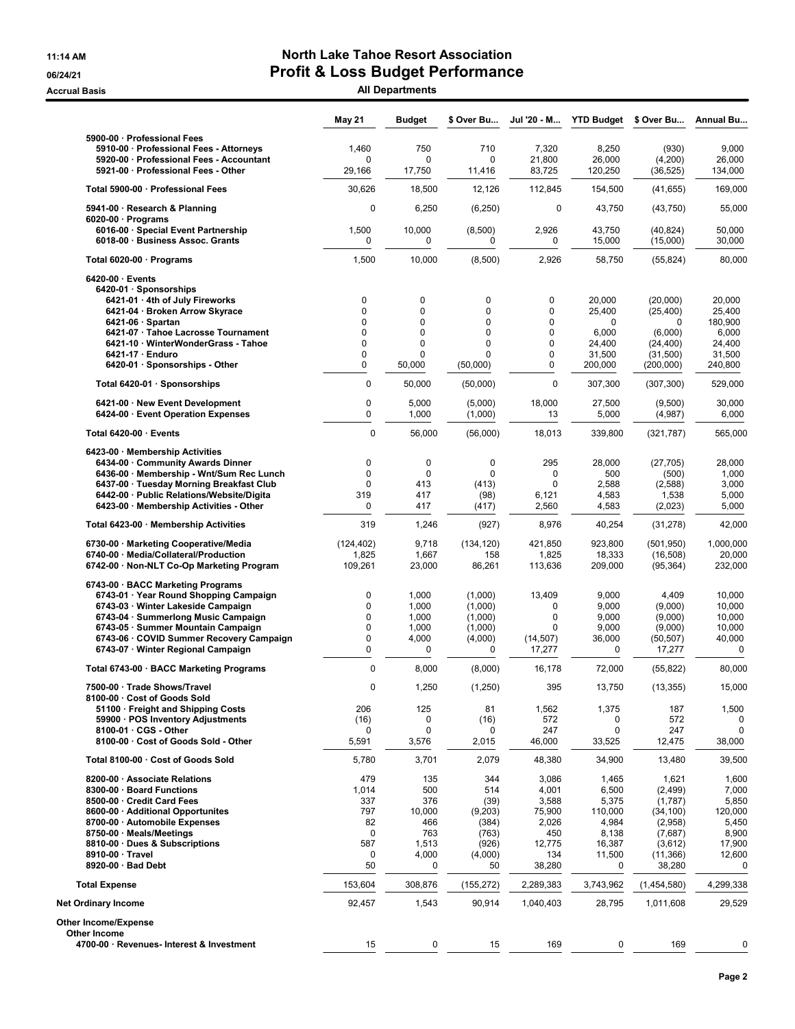# North Lake Tahoe Resort Association
## Profit & Loss Budget Performance
### All Departments

11:14 AM
06/24/21
Accrual Basis

| | May 21 | Budget | $ Over Bu... | Jul '20 - M... | YTD Budget | $ Over Bu... | Annual Bu... |
|---|---|---|---|---|---|---|---|
| 5900-00 · Professional Fees | | | | | | | |
| 5910-00 · Professional Fees - Attorneys | 1,460 | 750 | 710 | 7,320 | 8,250 | (930) | 9,000 |
| 5920-00 · Professional Fees - Accountant | 0 | 0 | 0 | 21,800 | 26,000 | (4,200) | 26,000 |
| 5921-00 · Professional Fees - Other | 29,166 | 17,750 | 11,416 | 83,725 | 120,250 | (36,525) | 134,000 |
| Total 5900-00 · Professional Fees | 30,626 | 18,500 | 12,126 | 112,845 | 154,500 | (41,655) | 169,000 |
| 5941-00 · Research & Planning | 0 | 6,250 | (6,250) | 0 | 43,750 | (43,750) | 55,000 |
| 6020-00 · Programs | | | | | | | |
| 6016-00 · Special Event Partnership | 1,500 | 10,000 | (8,500) | 2,926 | 43,750 | (40,824) | 50,000 |
| 6018-00 · Business Assoc. Grants | 0 | 0 | 0 | 0 | 15,000 | (15,000) | 30,000 |
| Total 6020-00 · Programs | 1,500 | 10,000 | (8,500) | 2,926 | 58,750 | (55,824) | 80,000 |
| 6420-00 · Events | | | | | | | |
| 6420-01 · Sponsorships | | | | | | | |
| 6421-01 · 4th of July Fireworks | 0 | 0 | 0 | 0 | 20,000 | (20,000) | 20,000 |
| 6421-04 · Broken Arrow Skyrace | 0 | 0 | 0 | 0 | 25,400 | (25,400) | 25,400 |
| 6421-06 · Spartan | 0 | 0 | 0 | 0 | 0 | 0 | 180,900 |
| 6421-07 · Tahoe Lacrosse Tournament | 0 | 0 | 0 | 0 | 6,000 | (6,000) | 6,000 |
| 6421-10 · WinterWonderGrass - Tahoe | 0 | 0 | 0 | 0 | 24,400 | (24,400) | 24,400 |
| 6421-17 · Enduro | 0 | 0 | 0 | 0 | 31,500 | (31,500) | 31,500 |
| 6420-01 · Sponsorships - Other | 0 | 50,000 | (50,000) | 0 | 200,000 | (200,000) | 240,800 |
| Total 6420-01 · Sponsorships | 0 | 50,000 | (50,000) | 0 | 307,300 | (307,300) | 529,000 |
| 6421-00 · New Event Development | 0 | 5,000 | (5,000) | 18,000 | 27,500 | (9,500) | 30,000 |
| 6424-00 · Event Operation Expenses | 0 | 1,000 | (1,000) | 13 | 5,000 | (4,987) | 6,000 |
| Total 6420-00 · Events | 0 | 56,000 | (56,000) | 18,013 | 339,800 | (321,787) | 565,000 |
| 6423-00 · Membership Activities | | | | | | | |
| 6434-00 · Community Awards Dinner | 0 | 0 | 0 | 295 | 28,000 | (27,705) | 28,000 |
| 6436-00 · Membership - Wnt/Sum Rec Lunch | 0 | 0 | 0 | 0 | 500 | (500) | 1,000 |
| 6437-00 · Tuesday Morning Breakfast Club | 0 | 413 | (413) | 0 | 2,588 | (2,588) | 3,000 |
| 6442-00 · Public Relations/Website/Digita | 319 | 417 | (98) | 6,121 | 4,583 | 1,538 | 5,000 |
| 6423-00 · Membership Activities - Other | 0 | 417 | (417) | 2,560 | 4,583 | (2,023) | 5,000 |
| Total 6423-00 · Membership Activities | 319 | 1,246 | (927) | 8,976 | 40,254 | (31,278) | 42,000 |
| 6730-00 · Marketing Cooperative/Media | (124,402) | 9,718 | (134,120) | 421,850 | 923,800 | (501,950) | 1,000,000 |
| 6740-00 · Media/Collateral/Production | 1,825 | 1,667 | 158 | 1,825 | 18,333 | (16,508) | 20,000 |
| 6742-00 · Non-NLT Co-Op Marketing Program | 109,261 | 23,000 | 86,261 | 113,636 | 209,000 | (95,364) | 232,000 |
| 6743-00 · BACC Marketing Programs | | | | | | | |
| 6743-01 · Year Round Shopping Campaign | 0 | 1,000 | (1,000) | 13,409 | 9,000 | 4,409 | 10,000 |
| 6743-03 · Winter Lakeside Campaign | 0 | 1,000 | (1,000) | 0 | 9,000 | (9,000) | 10,000 |
| 6743-04 · Summerlong Music Campaign | 0 | 1,000 | (1,000) | 0 | 9,000 | (9,000) | 10,000 |
| 6743-05 · Summer Mountain Campaign | 0 | 1,000 | (1,000) | 0 | 9,000 | (9,000) | 10,000 |
| 6743-06 · COVID Summer Recovery Campaign | 0 | 4,000 | (4,000) | (14,507) | 36,000 | (50,507) | 40,000 |
| 6743-07 · Winter Regional Campaign | 0 | 0 | 0 | 17,277 | 0 | 17,277 | 0 |
| Total 6743-00 · BACC Marketing Programs | 0 | 8,000 | (8,000) | 16,178 | 72,000 | (55,822) | 80,000 |
| 7500-00 · Trade Shows/Travel | 0 | 1,250 | (1,250) | 395 | 13,750 | (13,355) | 15,000 |
| 8100-00 · Cost of Goods Sold | | | | | | | |
| 51100 · Freight and Shipping Costs | 206 | 125 | 81 | 1,562 | 1,375 | 187 | 1,500 |
| 59900 · POS Inventory Adjustments | (16) | 0 | (16) | 572 | 0 | 572 | 0 |
| 8100-01 · CGS - Other | 0 | 0 | 0 | 247 | 0 | 247 | 0 |
| 8100-00 · Cost of Goods Sold - Other | 5,591 | 3,576 | 2,015 | 46,000 | 33,525 | 12,475 | 38,000 |
| Total 8100-00 · Cost of Goods Sold | 5,780 | 3,701 | 2,079 | 48,380 | 34,900 | 13,480 | 39,500 |
| 8200-00 · Associate Relations | 479 | 135 | 344 | 3,086 | 1,465 | 1,621 | 1,600 |
| 8300-00 · Board Functions | 1,014 | 500 | 514 | 4,001 | 6,500 | (2,499) | 7,000 |
| 8500-00 · Credit Card Fees | 337 | 376 | (39) | 3,588 | 5,375 | (1,787) | 5,850 |
| 8600-00 · Additional Opportunites | 797 | 10,000 | (9,203) | 75,900 | 110,000 | (34,100) | 120,000 |
| 8700-00 · Automobile Expenses | 82 | 466 | (384) | 2,026 | 4,984 | (2,958) | 5,450 |
| 8750-00 · Meals/Meetings | 0 | 763 | (763) | 450 | 8,138 | (7,687) | 8,900 |
| 8810-00 · Dues & Subscriptions | 587 | 1,513 | (926) | 12,775 | 16,387 | (3,612) | 17,900 |
| 8910-00 · Travel | 0 | 4,000 | (4,000) | 134 | 11,500 | (11,366) | 12,600 |
| 8920-00 · Bad Debt | 50 | 0 | 50 | 38,280 | 0 | 38,280 | 0 |
| Total Expense | 153,604 | 308,876 | (155,272) | 2,289,383 | 3,743,962 | (1,454,580) | 4,299,338 |
| Net Ordinary Income | 92,457 | 1,543 | 90,914 | 1,040,403 | 28,795 | 1,011,608 | 29,529 |
| Other Income/Expense | | | | | | | |
| Other Income | | | | | | | |
| 4700-00 · Revenues- Interest & Investment | 15 | 0 | 15 | 169 | 0 | 169 | 0 |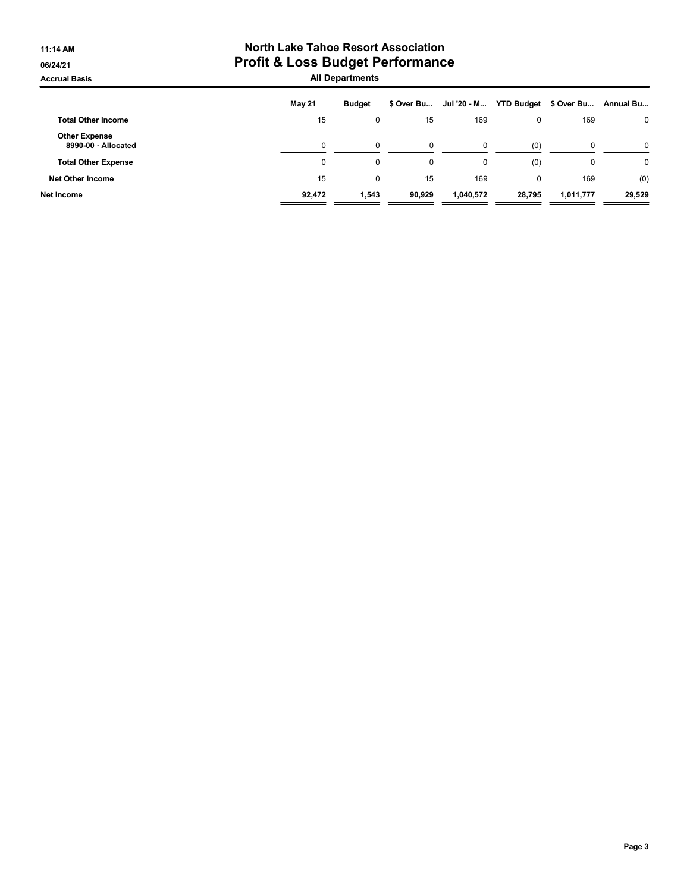# North Lake Tahoe Resort Association
## Profit & Loss Budget Performance
### All Departments

11:14 AM
06/24/21
Accrual Basis

| | May 21 | Budget | $ Over Bu... | Jul '20 - M... | YTD Budget | $ Over Bu... | Annual Bu... |
|---|---|---|---|---|---|---|---|
| **Total Other Income** | 15 | 0 | 15 | 169 | 0 | 169 | 0 |
| **Other Expense** | | | | | | | |
| **8990-00 · Allocated** | 0 | 0 | 0 | 0 | (0) | 0 | 0 |
| **Total Other Expense** | 0 | 0 | 0 | 0 | (0) | 0 | 0 |
| **Net Other Income** | 15 | 0 | 15 | 169 | 0 | 169 | (0) |
| **Net Income** | **92,472** | **1,543** | **90,929** | **1,040,572** | **28,795** | **1,011,777** | **29,529** |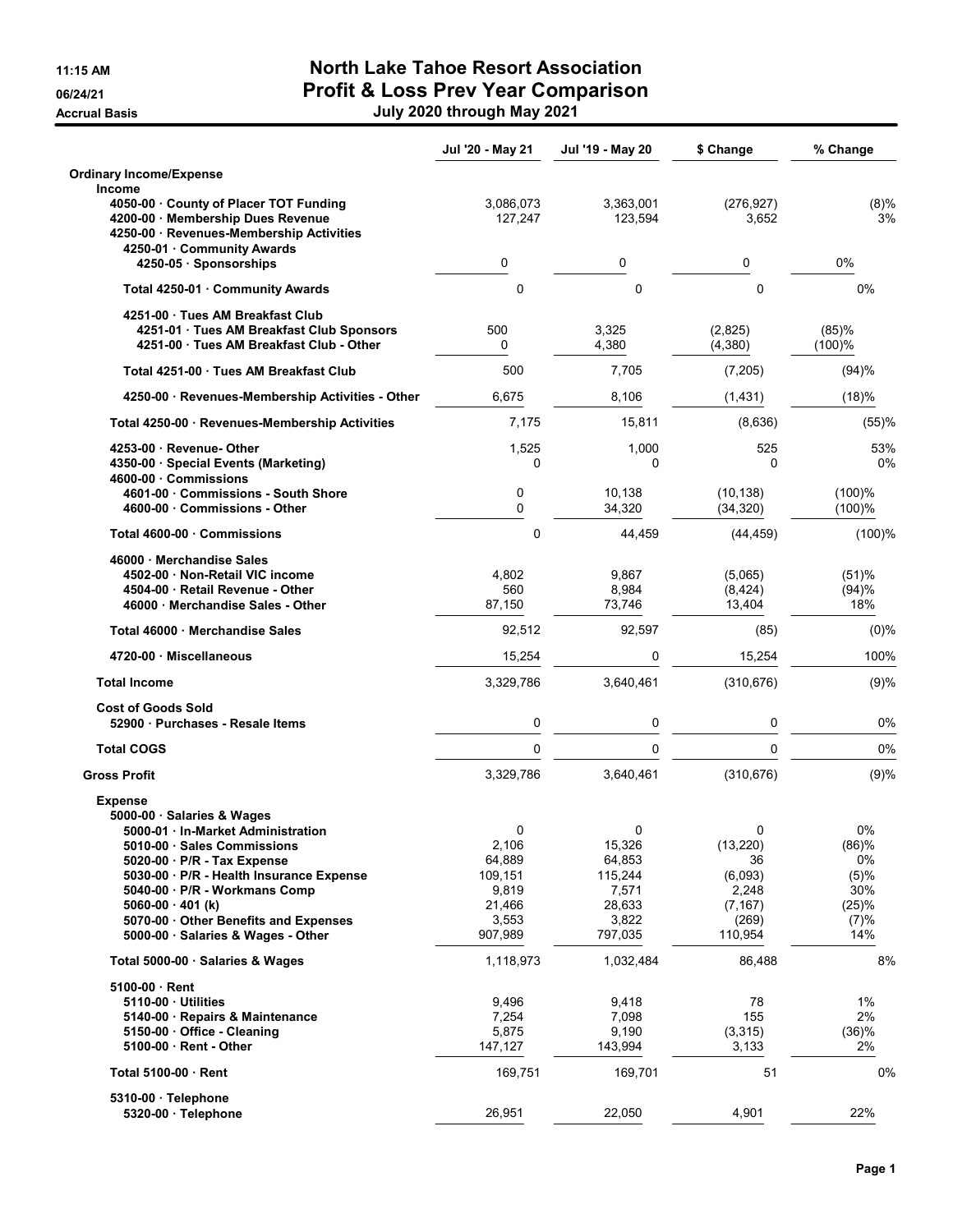# North Lake Tahoe Resort Association
## Profit & Loss Prev Year Comparison
### July 2020 through May 2021

11:15 AM
06/24/21
Accrual Basis

| | Jul '20 - May 21 | Jul '19 - May 20 | $ Change | % Change |
|---|---|---|---|---|
| **Ordinary Income/Expense** | | | | |
| **Income** | | | | |
| 4050-00 · County of Placer TOT Funding | 3,086,073 | 3,363,001 | (276,927) | (8)% |
| 4200-00 · Membership Dues Revenue | 127,247 | 123,594 | 3,652 | 3% |
| 4250-00 · Revenues-Membership Activities | | | | |
| 4250-01 · Community Awards | | | | |
| 4250-05 · Sponsorships | 0 | 0 | 0 | 0% |
| Total 4250-01 · Community Awards | 0 | 0 | 0 | 0% |
| 4251-00 · Tues AM Breakfast Club | | | | |
| 4251-01 · Tues AM Breakfast Club Sponsors | 500 | 3,325 | (2,825) | (85)% |
| 4251-00 · Tues AM Breakfast Club - Other | 0 | 4,380 | (4,380) | (100)% |
| Total 4251-00 · Tues AM Breakfast Club | 500 | 7,705 | (7,205) | (94)% |
| 4250-00 · Revenues-Membership Activities - Other | 6,675 | 8,106 | (1,431) | (18)% |
| Total 4250-00 · Revenues-Membership Activities | 7,175 | 15,811 | (8,636) | (55)% |
| 4253-00 · Revenue- Other | 1,525 | 1,000 | 525 | 53% |
| 4350-00 · Special Events (Marketing) | 0 | 0 | 0 | 0% |
| 4600-00 · Commissions | | | | |
| 4601-00 · Commissions - South Shore | 0 | 10,138 | (10,138) | (100)% |
| 4600-00 · Commissions - Other | 0 | 34,320 | (34,320) | (100)% |
| Total 4600-00 · Commissions | 0 | 44,459 | (44,459) | (100)% |
| 46000 · Merchandise Sales | | | | |
| 4502-00 · Non-Retail VIC income | 4,802 | 9,867 | (5,065) | (51)% |
| 4504-00 · Retail Revenue - Other | 560 | 8,984 | (8,424) | (94)% |
| 46000 · Merchandise Sales - Other | 87,150 | 73,746 | 13,404 | 18% |
| Total 46000 · Merchandise Sales | 92,512 | 92,597 | (85) | (0)% |
| 4720-00 · Miscellaneous | 15,254 | 0 | 15,254 | 100% |
| **Total Income** | 3,329,786 | 3,640,461 | (310,676) | (9)% |
| **Cost of Goods Sold** | | | | |
| 52900 · Purchases - Resale Items | 0 | 0 | 0 | 0% |
| **Total COGS** | 0 | 0 | 0 | 0% |
| **Gross Profit** | 3,329,786 | 3,640,461 | (310,676) | (9)% |
| **Expense** | | | | |
| 5000-00 · Salaries & Wages | | | | |
| 5000-01 · In-Market Administration | 0 | 0 | 0 | 0% |
| 5010-00 · Sales Commissions | 2,106 | 15,326 | (13,220) | (86)% |
| 5020-00 · P/R - Tax Expense | 64,889 | 64,853 | 36 | 0% |
| 5030-00 · P/R - Health Insurance Expense | 109,151 | 115,244 | (6,093) | (5)% |
| 5040-00 · P/R - Workmans Comp | 9,819 | 7,571 | 2,248 | 30% |
| 5060-00 · 401 (k) | 21,466 | 28,633 | (7,167) | (25)% |
| 5070-00 · Other Benefits and Expenses | 3,553 | 3,822 | (269) | (7)% |
| 5000-00 · Salaries & Wages - Other | 907,989 | 797,035 | 110,954 | 14% |
| Total 5000-00 · Salaries & Wages | 1,118,973 | 1,032,484 | 86,488 | 8% |
| 5100-00 · Rent | | | | |
| 5110-00 · Utilities | 9,496 | 9,418 | 78 | 1% |
| 5140-00 · Repairs & Maintenance | 7,254 | 7,098 | 155 | 2% |
| 5150-00 · Office - Cleaning | 5,875 | 9,190 | (3,315) | (36)% |
| 5100-00 · Rent - Other | 147,127 | 143,994 | 3,133 | 2% |
| Total 5100-00 · Rent | 169,751 | 169,701 | 51 | 0% |
| 5310-00 · Telephone | | | | |
| 5320-00 · Telephone | 26,951 | 22,050 | 4,901 | 22% |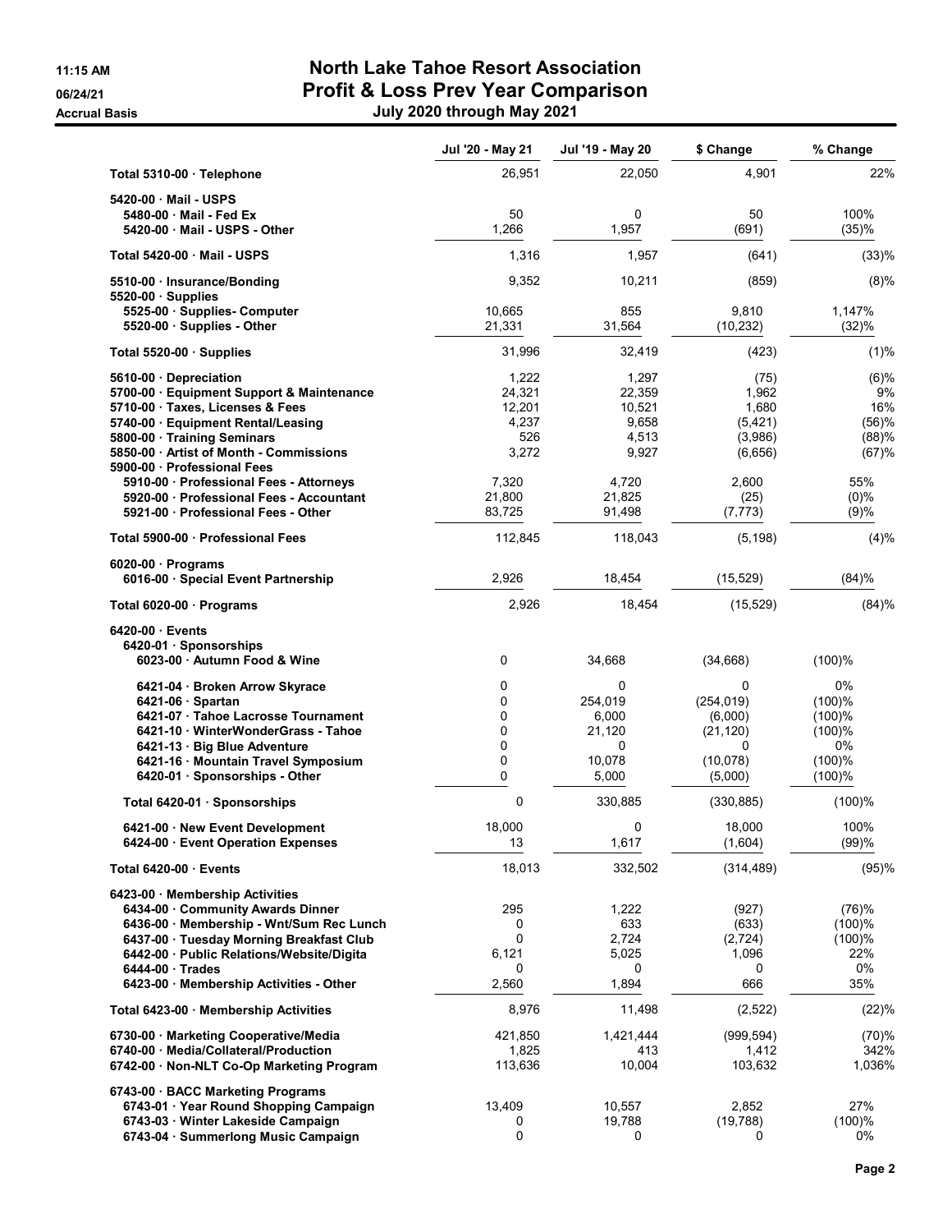# North Lake Tahoe Resort Association
## Profit & Loss Prev Year Comparison
### July 2020 through May 2021

11:15 AM
06/24/21
Accrual Basis

| | Jul '20 - May 21 | Jul '19 - May 20 | $ Change | % Change |
|---|---|---|---|---|
| **Total 5310-00 · Telephone** | 26,951 | 22,050 | 4,901 | 22% |
| 5420-00 · Mail - USPS | | | | |
| 5480-00 · Mail - Fed Ex | 50 | 0 | 50 | 100% |
| 5420-00 · Mail - USPS - Other | 1,266 | 1,957 | (691) | (35)% |
| **Total 5420-00 · Mail - USPS** | 1,316 | 1,957 | (641) | (33)% |
| 5510-00 · Insurance/Bonding | 9,352 | 10,211 | (859) | (8)% |
| 5520-00 · Supplies | | | | |
| 5525-00 · Supplies- Computer | 10,665 | 855 | 9,810 | 1,147% |
| 5520-00 · Supplies - Other | 21,331 | 31,564 | (10,232) | (32)% |
| **Total 5520-00 · Supplies** | 31,996 | 32,419 | (423) | (1)% |
| 5610-00 · Depreciation | 1,222 | 1,297 | (75) | (6)% |
| 5700-00 · Equipment Support & Maintenance | 24,321 | 22,359 | 1,962 | 9% |
| 5710-00 · Taxes, Licenses & Fees | 12,201 | 10,521 | 1,680 | 16% |
| 5740-00 · Equipment Rental/Leasing | 4,237 | 9,658 | (5,421) | (56)% |
| 5800-00 · Training Seminars | 526 | 4,513 | (3,986) | (88)% |
| 5850-00 · Artist of Month - Commissions | 3,272 | 9,927 | (6,656) | (67)% |
| 5900-00 · Professional Fees | | | | |
| 5910-00 · Professional Fees - Attorneys | 7,320 | 4,720 | 2,600 | 55% |
| 5920-00 · Professional Fees - Accountant | 21,800 | 21,825 | (25) | (0)% |
| 5921-00 · Professional Fees - Other | 83,725 | 91,498 | (7,773) | (9)% |
| **Total 5900-00 · Professional Fees** | 112,845 | 118,043 | (5,198) | (4)% |
| 6020-00 · Programs | | | | |
| 6016-00 · Special Event Partnership | 2,926 | 18,454 | (15,529) | (84)% |
| **Total 6020-00 · Programs** | 2,926 | 18,454 | (15,529) | (84)% |
| 6420-00 · Events | | | | |
| 6420-01 · Sponsorships | | | | |
| 6023-00 · Autumn Food & Wine | 0 | 34,668 | (34,668) | (100)% |
| 6421-04 · Broken Arrow Skyrace | 0 | 0 | 0 | 0% |
| 6421-06 · Spartan | 0 | 254,019 | (254,019) | (100)% |
| 6421-07 · Tahoe Lacrosse Tournament | 0 | 6,000 | (6,000) | (100)% |
| 6421-10 · WinterWonderGrass - Tahoe | 0 | 21,120 | (21,120) | (100)% |
| 6421-13 · Big Blue Adventure | 0 | 0 | 0 | 0% |
| 6421-16 · Mountain Travel Symposium | 0 | 10,078 | (10,078) | (100)% |
| 6420-01 · Sponsorships - Other | 0 | 5,000 | (5,000) | (100)% |
| **Total 6420-01 · Sponsorships** | 0 | 330,885 | (330,885) | (100)% |
| 6421-00 · New Event Development | 18,000 | 0 | 18,000 | 100% |
| 6424-00 · Event Operation Expenses | 13 | 1,617 | (1,604) | (99)% |
| **Total 6420-00 · Events** | 18,013 | 332,502 | (314,489) | (95)% |
| 6423-00 · Membership Activities | | | | |
| 6434-00 · Community Awards Dinner | 295 | 1,222 | (927) | (76)% |
| 6436-00 · Membership - Wnt/Sum Rec Lunch | 0 | 633 | (633) | (100)% |
| 6437-00 · Tuesday Morning Breakfast Club | 0 | 2,724 | (2,724) | (100)% |
| 6442-00 · Public Relations/Website/Digita | 6,121 | 5,025 | 1,096 | 22% |
| 6444-00 · Trades | 0 | 0 | 0 | 0% |
| 6423-00 · Membership Activities - Other | 2,560 | 1,894 | 666 | 35% |
| **Total 6423-00 · Membership Activities** | 8,976 | 11,498 | (2,522) | (22)% |
| 6730-00 · Marketing Cooperative/Media | 421,850 | 1,421,444 | (999,594) | (70)% |
| 6740-00 · Media/Collateral/Production | 1,825 | 413 | 1,412 | 342% |
| 6742-00 · Non-NLT Co-Op Marketing Program | 113,636 | 10,004 | 103,632 | 1,036% |
| 6743-00 · BACC Marketing Programs | | | | |
| 6743-01 · Year Round Shopping Campaign | 13,409 | 10,557 | 2,852 | 27% |
| 6743-03 · Winter Lakeside Campaign | 0 | 19,788 | (19,788) | (100)% |
| 6743-04 · Summerlong Music Campaign | 0 | 0 | 0 | 0% |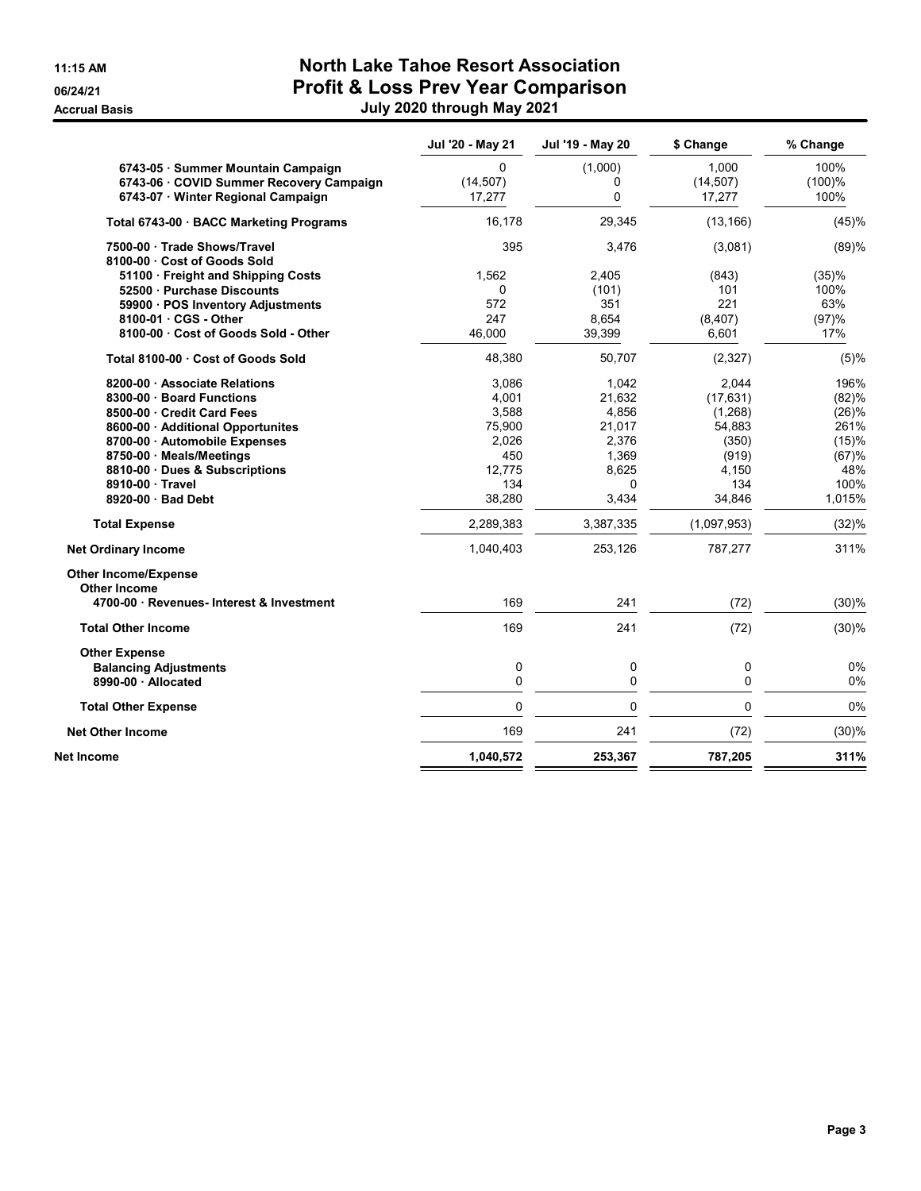# North Lake Tahoe Resort Association
## Profit & Loss Prev Year Comparison
### July 2020 through May 2021

11:15 AM
06/24/21
Accrual Basis

| | Jul '20 - May 21 | Jul '19 - May 20 | $ Change | % Change |
|---|---|---|---|---|
| 6743-05 · Summer Mountain Campaign | 0 | (1,000) | 1,000 | 100% |
| 6743-06 · COVID Summer Recovery Campaign | (14,507) | 0 | (14,507) | (100)% |
| 6743-07 · Winter Regional Campaign | 17,277 | 0 | 17,277 | 100% |
| **Total 6743-00 · BACC Marketing Programs** | 16,178 | 29,345 | (13,166) | (45)% |
| 7500-00 · Trade Shows/Travel | 395 | 3,476 | (3,081) | (89)% |
| 8100-00 · Cost of Goods Sold | | | | |
| 51100 · Freight and Shipping Costs | 1,562 | 2,405 | (843) | (35)% |
| 52500 · Purchase Discounts | 0 | (101) | 101 | 100% |
| 59900 · POS Inventory Adjustments | 572 | 351 | 221 | 63% |
| 8100-01 · CGS - Other | 247 | 8,654 | (8,407) | (97)% |
| 8100-00 · Cost of Goods Sold - Other | 46,000 | 39,399 | 6,601 | 17% |
| **Total 8100-00 · Cost of Goods Sold** | 48,380 | 50,707 | (2,327) | (5)% |
| 8200-00 · Associate Relations | 3,086 | 1,042 | 2,044 | 196% |
| 8300-00 · Board Functions | 4,001 | 21,632 | (17,631) | (82)% |
| 8500-00 · Credit Card Fees | 3,588 | 4,856 | (1,268) | (26)% |
| 8600-00 · Additional Opportunites | 75,900 | 21,017 | 54,883 | 261% |
| 8700-00 · Automobile Expenses | 2,026 | 2,376 | (350) | (15)% |
| 8750-00 · Meals/Meetings | 450 | 1,369 | (919) | (67)% |
| 8810-00 · Dues & Subscriptions | 12,775 | 8,625 | 4,150 | 48% |
| 8910-00 · Travel | 134 | 0 | 134 | 100% |
| 8920-00 · Bad Debt | 38,280 | 3,434 | 34,846 | 1,015% |
| **Total Expense** | 2,289,383 | 3,387,335 | (1,097,953) | (32)% |
| **Net Ordinary Income** | 1,040,403 | 253,126 | 787,277 | 311% |
| **Other Income/Expense** | | | | |
| **Other Income** | | | | |
| 4700-00 · Revenues- Interest & Investment | 169 | 241 | (72) | (30)% |
| **Total Other Income** | 169 | 241 | (72) | (30)% |
| **Other Expense** | | | | |
| Balancing Adjustments | 0 | 0 | 0 | 0% |
| 8990-00 · Allocated | 0 | 0 | 0 | 0% |
| **Total Other Expense** | 0 | 0 | 0 | 0% |
| **Net Other Income** | 169 | 241 | (72) | (30)% |
| **Net Income** | **1,040,572** | **253,367** | **787,205** | **311%** |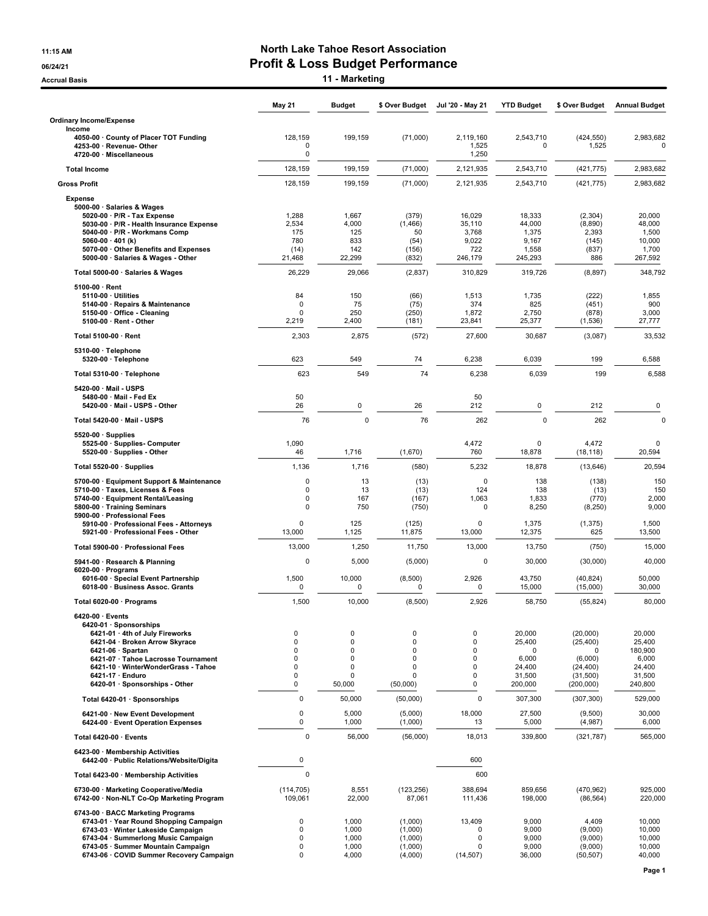# North Lake Tahoe Resort Association
## Profit & Loss Budget Performance
### 11 - Marketing

11:15 AM
06/24/21
Accrual Basis

| | May 21 | Budget | $ Over Budget | Jul '20 - May 21 | YTD Budget | $ Over Budget | Annual Budget |
|---|---|---|---|---|---|---|---|
| **Ordinary Income/Expense** | | | | | | | |
| **Income** | | | | | | | |
| 4050-00 · County of Placer TOT Funding | 128,159 | 199,159 | (71,000) | 2,119,160 | 2,543,710 | (424,550) | 2,983,682 |
| 4253-00 · Revenue- Other | 0 | | | 1,525 | 0 | 1,525 | 0 |
| 4720-00 · Miscellaneous | 0 | | | 1,250 | | | |
| **Total Income** | 128,159 | 199,159 | (71,000) | 2,121,935 | 2,543,710 | (421,775) | 2,983,682 |
| **Gross Profit** | 128,159 | 199,159 | (71,000) | 2,121,935 | 2,543,710 | (421,775) | 2,983,682 |
| **Expense** | | | | | | | |
| 5000-00 · Salaries & Wages | | | | | | | |
| 5020-00 · P/R - Tax Expense | 1,288 | 1,667 | (379) | 16,029 | 18,333 | (2,304) | 20,000 |
| 5030-00 · P/R - Health Insurance Expense | 2,534 | 4,000 | (1,466) | 35,110 | 44,000 | (8,890) | 48,000 |
| 5040-00 · P/R - Workmans Comp | 175 | 125 | 50 | 3,768 | 1,375 | 2,393 | 1,500 |
| 5060-00 · 401 (k) | 780 | 833 | (54) | 9,022 | 9,167 | (145) | 10,000 |
| 5070-00 · Other Benefits and Expenses | (14) | 142 | (156) | 722 | 1,558 | (837) | 1,700 |
| 5000-00 · Salaries & Wages - Other | 21,468 | 22,299 | (832) | 246,179 | 245,293 | 886 | 267,592 |
| Total 5000-00 · Salaries & Wages | 26,229 | 29,066 | (2,837) | 310,829 | 319,726 | (8,897) | 348,792 |
| 5100-00 · Rent | | | | | | | |
| 5110-00 · Utilities | 84 | 150 | (66) | 1,513 | 1,735 | (222) | 1,855 |
| 5140-00 · Repairs & Maintenance | 0 | 75 | (75) | 374 | 825 | (451) | 900 |
| 5150-00 · Office - Cleaning | 0 | 250 | (250) | 1,872 | 2,750 | (878) | 3,000 |
| 5100-00 · Rent - Other | 2,219 | 2,400 | (181) | 23,841 | 25,377 | (1,536) | 27,777 |
| Total 5100-00 · Rent | 2,303 | 2,875 | (572) | 27,600 | 30,687 | (3,087) | 33,532 |
| 5310-00 · Telephone | | | | | | | |
| 5320-00 · Telephone | 623 | 549 | 74 | 6,238 | 6,039 | 199 | 6,588 |
| Total 5310-00 · Telephone | 623 | 549 | 74 | 6,238 | 6,039 | 199 | 6,588 |
| 5420-00 · Mail - USPS | | | | | | | |
| 5480-00 · Mail - Fed Ex | 50 | | | 50 | | | |
| 5420-00 · Mail - USPS - Other | 26 | 0 | 26 | 212 | 0 | 212 | 0 |
| Total 5420-00 · Mail - USPS | 76 | 0 | 76 | 262 | 0 | 262 | 0 |
| 5520-00 · Supplies | | | | | | | |
| 5525-00 · Supplies- Computer | 1,090 | | | 4,472 | 0 | 4,472 | 0 |
| 5520-00 · Supplies - Other | 46 | 1,716 | (1,670) | 760 | 18,878 | (18,118) | 20,594 |
| Total 5520-00 · Supplies | 1,136 | 1,716 | (580) | 5,232 | 18,878 | (13,646) | 20,594 |
| 5700-00 · Equipment Support & Maintenance | 0 | 13 | (13) | 0 | 138 | (138) | 150 |
| 5710-00 · Taxes, Licenses & Fees | 0 | 13 | (13) | 124 | 138 | (13) | 150 |
| 5740-00 · Equipment Rental/Leasing | 0 | 167 | (167) | 1,063 | 1,833 | (770) | 2,000 |
| 5800-00 · Training Seminars | 0 | 750 | (750) | 0 | 8,250 | (8,250) | 9,000 |
| 5900-00 · Professional Fees | | | | | | | |
| 5910-00 · Professional Fees - Attorneys | 0 | 125 | (125) | 0 | 1,375 | (1,375) | 1,500 |
| 5921-00 · Professional Fees - Other | 13,000 | 1,125 | 11,875 | 13,000 | 12,375 | 625 | 13,500 |
| Total 5900-00 · Professional Fees | 13,000 | 1,250 | 11,750 | 13,000 | 13,750 | (750) | 15,000 |
| 5941-00 · Research & Planning | 0 | 5,000 | (5,000) | 0 | 30,000 | (30,000) | 40,000 |
| 6020-00 · Programs | | | | | | | |
| 6016-00 · Special Event Partnership | 1,500 | 10,000 | (8,500) | 2,926 | 43,750 | (40,824) | 50,000 |
| 6018-00 · Business Assoc. Grants | 0 | 0 | 0 | 0 | 15,000 | (15,000) | 30,000 |
| Total 6020-00 · Programs | 1,500 | 10,000 | (8,500) | 2,926 | 58,750 | (55,824) | 80,000 |
| 6420-00 · Events | | | | | | | |
| 6420-01 · Sponsorships | | | | | | | |
| 6421-01 · 4th of July Fireworks | 0 | 0 | 0 | 0 | 20,000 | (20,000) | 20,000 |
| 6421-04 · Broken Arrow Skyrace | 0 | 0 | 0 | 0 | 25,400 | (25,400) | 25,400 |
| 6421-06 · Spartan | 0 | 0 | 0 | 0 | 0 | 0 | 180,900 |
| 6421-07 · Tahoe Lacrosse Tournament | 0 | 0 | 0 | 0 | 6,000 | (6,000) | 6,000 |
| 6421-10 · WinterWonderGrass - Tahoe | 0 | 0 | 0 | 0 | 24,400 | (24,400) | 24,400 |
| 6421-17 · Enduro | 0 | 0 | 0 | 0 | 31,500 | (31,500) | 31,500 |
| 6420-01 · Sponsorships - Other | 0 | 50,000 | (50,000) | 0 | 200,000 | (200,000) | 240,800 |
| Total 6420-01 · Sponsorships | 0 | 50,000 | (50,000) | 0 | 307,300 | (307,300) | 529,000 |
| 6421-00 · New Event Development | 0 | 5,000 | (5,000) | 18,000 | 27,500 | (9,500) | 30,000 |
| 6424-00 · Event Operation Expenses | 0 | 1,000 | (1,000) | 13 | 5,000 | (4,987) | 6,000 |
| Total 6420-00 · Events | 0 | 56,000 | (56,000) | 18,013 | 339,800 | (321,787) | 565,000 |
| 6423-00 · Membership Activities | | | | | | | |
| 6442-00 · Public Relations/Website/Digita | 0 | | | 600 | | | |
| Total 6423-00 · Membership Activities | 0 | | | 600 | | | |
| 6730-00 · Marketing Cooperative/Media | (114,705) | 8,551 | (123,256) | 388,694 | 859,656 | (470,962) | 925,000 |
| 6742-00 · Non-NLT Co-Op Marketing Program | 109,061 | 22,000 | 87,061 | 111,436 | 198,000 | (86,564) | 220,000 |
| 6743-00 · BACC Marketing Programs | | | | | | | |
| 6743-01 · Year Round Shopping Campaign | 0 | 1,000 | (1,000) | 13,409 | 9,000 | 4,409 | 10,000 |
| 6743-03 · Winter Lakeside Campaign | 0 | 1,000 | (1,000) | 0 | 9,000 | (9,000) | 10,000 |
| 6743-04 · Summerlong Music Campaign | 0 | 1,000 | (1,000) | 0 | 9,000 | (9,000) | 10,000 |
| 6743-05 · Summer Mountain Campaign | 0 | 1,000 | (1,000) | 0 | 9,000 | (9,000) | 10,000 |
| 6743-06 · COVID Summer Recovery Campaign | 0 | 4,000 | (4,000) | (14,507) | 36,000 | (50,507) | 40,000 |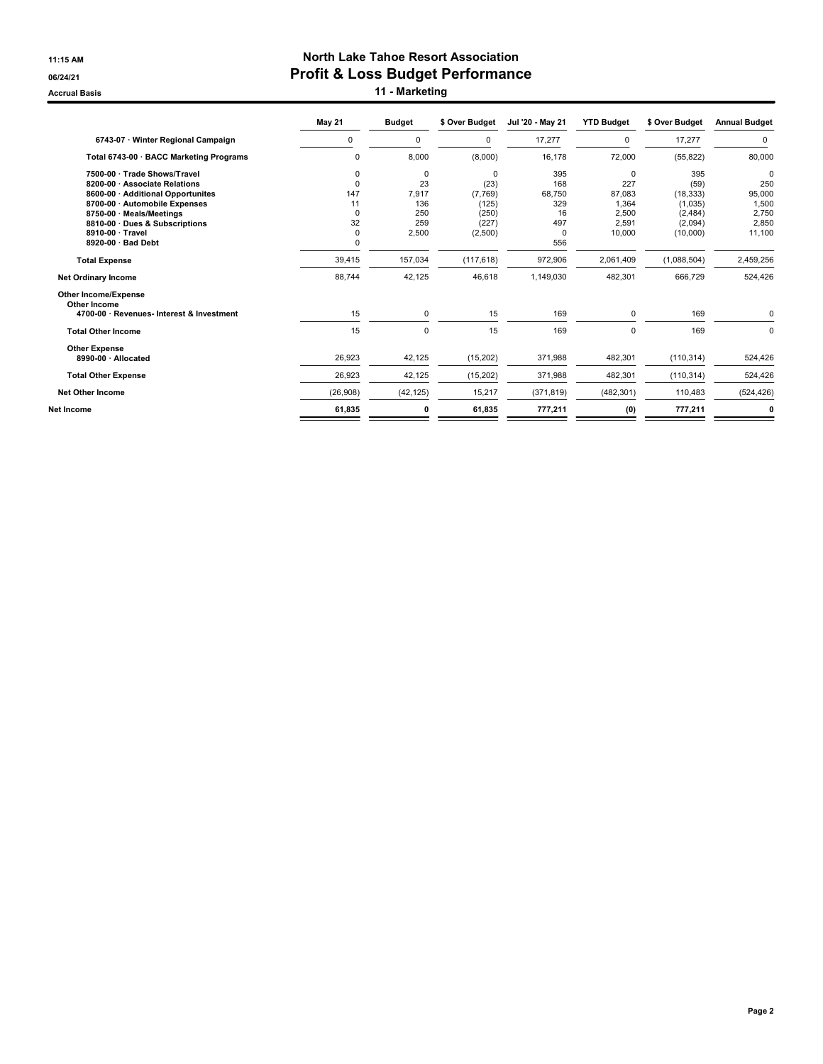# North Lake Tahoe Resort Association

## Profit & Loss Budget Performance

### 11 - Marketing

11:15 AM
06/24/21
Accrual Basis

| | May 21 | Budget | $ Over Budget | Jul '20 - May 21 | YTD Budget | $ Over Budget | Annual Budget |
|---|---|---|---|---|---|---|---|
| 6743-07 · Winter Regional Campaign | 0 | 0 | 0 | 17,277 | 0 | 17,277 | 0 |
| Total 6743-00 · BACC Marketing Programs | 0 | 8,000 | (8,000) | 16,178 | 72,000 | (55,822) | 80,000 |
| 7500-00 · Trade Shows/Travel | 0 | 0 | 0 | 395 | 0 | 395 | 0 |
| 8200-00 · Associate Relations | 0 | 23 | (23) | 168 | 227 | (59) | 250 |
| 8600-00 · Additional Opportunites | 147 | 7,917 | (7,769) | 68,750 | 87,083 | (18,333) | 95,000 |
| 8700-00 · Automobile Expenses | 11 | 136 | (125) | 329 | 1,364 | (1,035) | 1,500 |
| 8750-00 · Meals/Meetings | 0 | 250 | (250) | 16 | 2,500 | (2,484) | 2,750 |
| 8810-00 · Dues & Subscriptions | 32 | 259 | (227) | 497 | 2,591 | (2,094) | 2,850 |
| 8910-00 · Travel | 0 | 2,500 | (2,500) | 0 | 10,000 | (10,000) | 11,100 |
| 8920-00 · Bad Debt | 0 | | | 556 | | | |
| Total Expense | 39,415 | 157,034 | (117,618) | 972,906 | 2,061,409 | (1,088,504) | 2,459,256 |
| Net Ordinary Income | 88,744 | 42,125 | 46,618 | 1,149,030 | 482,301 | 666,729 | 524,426 |
| Other Income/Expense | | | | | | | |
| Other Income | | | | | | | |
| 4700-00 · Revenues- Interest & Investment | 15 | 0 | 15 | 169 | 0 | 169 | 0 |
| Total Other Income | 15 | 0 | 15 | 169 | 0 | 169 | 0 |
| Other Expense | | | | | | | |
| 8990-00 · Allocated | 26,923 | 42,125 | (15,202) | 371,988 | 482,301 | (110,314) | 524,426 |
| Total Other Expense | 26,923 | 42,125 | (15,202) | 371,988 | 482,301 | (110,314) | 524,426 |
| Net Other Income | (26,908) | (42,125) | 15,217 | (371,819) | (482,301) | 110,483 | (524,426) |
| **Net Income** | **61,835** | **0** | **61,835** | **777,211** | **(0)** | **777,211** | **0** |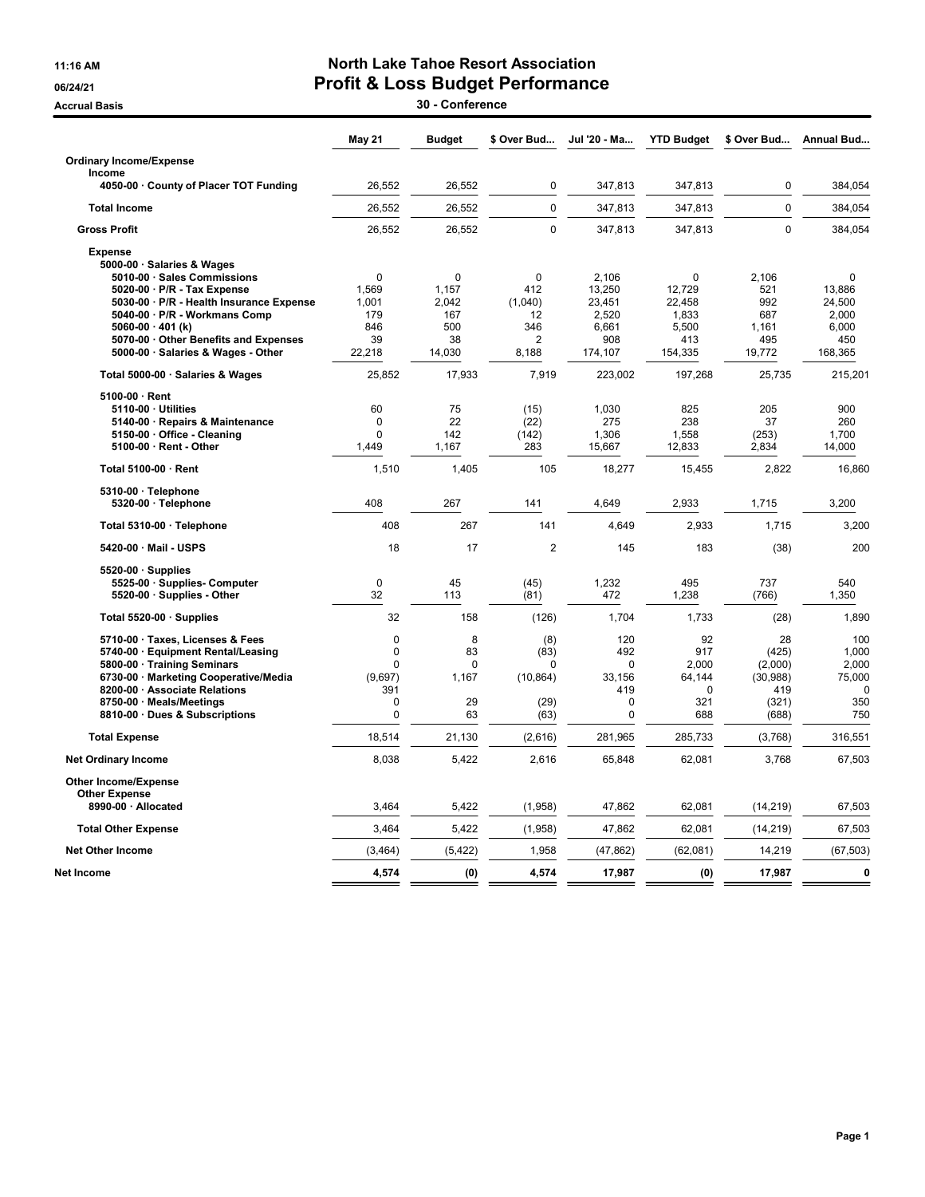# North Lake Tahoe Resort Association

## Profit & Loss Budget Performance

11:16 AM
06/24/21
Accrual Basis

### 30 - Conference

| | May 21 | Budget | $ Over Bud... | Jul '20 - Ma... | YTD Budget | $ Over Bud... | Annual Bud... |
|---|---|---|---|---|---|---|---|
| **Ordinary Income/Expense** | | | | | | | |
| **Income** | | | | | | | |
| 4050-00 · County of Placer TOT Funding | 26,552 | 26,552 | 0 | 347,813 | 347,813 | 0 | 384,054 |
| **Total Income** | 26,552 | 26,552 | 0 | 347,813 | 347,813 | 0 | 384,054 |
| **Gross Profit** | 26,552 | 26,552 | 0 | 347,813 | 347,813 | 0 | 384,054 |
| **Expense** | | | | | | | |
| 5000-00 · Salaries & Wages | | | | | | | |
| 5010-00 · Sales Commissions | 0 | 0 | 0 | 2,106 | 0 | 2,106 | 0 |
| 5020-00 · P/R - Tax Expense | 1,569 | 1,157 | 412 | 13,250 | 12,729 | 521 | 13,886 |
| 5030-00 · P/R - Health Insurance Expense | 1,001 | 2,042 | (1,040) | 23,451 | 22,458 | 992 | 24,500 |
| 5040-00 · P/R - Workmans Comp | 179 | 167 | 12 | 2,520 | 1,833 | 687 | 2,000 |
| 5060-00 · 401 (k) | 846 | 500 | 346 | 6,661 | 5,500 | 1,161 | 6,000 |
| 5070-00 · Other Benefits and Expenses | 39 | 38 | 2 | 908 | 413 | 495 | 450 |
| 5000-00 · Salaries & Wages - Other | 22,218 | 14,030 | 8,188 | 174,107 | 154,335 | 19,772 | 168,365 |
| **Total 5000-00 · Salaries & Wages** | 25,852 | 17,933 | 7,919 | 223,002 | 197,268 | 25,735 | 215,201 |
| 5100-00 · Rent | | | | | | | |
| 5110-00 · Utilities | 60 | 75 | (15) | 1,030 | 825 | 205 | 900 |
| 5140-00 · Repairs & Maintenance | 0 | 22 | (22) | 275 | 238 | 37 | 260 |
| 5150-00 · Office - Cleaning | 0 | 142 | (142) | 1,306 | 1,558 | (253) | 1,700 |
| 5100-00 · Rent - Other | 1,449 | 1,167 | 283 | 15,667 | 12,833 | 2,834 | 14,000 |
| **Total 5100-00 · Rent** | 1,510 | 1,405 | 105 | 18,277 | 15,455 | 2,822 | 16,860 |
| 5310-00 · Telephone | | | | | | | |
| 5320-00 · Telephone | 408 | 267 | 141 | 4,649 | 2,933 | 1,715 | 3,200 |
| **Total 5310-00 · Telephone** | 408 | 267 | 141 | 4,649 | 2,933 | 1,715 | 3,200 |
| 5420-00 · Mail - USPS | 18 | 17 | 2 | 145 | 183 | (38) | 200 |
| 5520-00 · Supplies | | | | | | | |
| 5525-00 · Supplies- Computer | 0 | 45 | (45) | 1,232 | 495 | 737 | 540 |
| 5520-00 · Supplies - Other | 32 | 113 | (81) | 472 | 1,238 | (766) | 1,350 |
| **Total 5520-00 · Supplies** | 32 | 158 | (126) | 1,704 | 1,733 | (28) | 1,890 |
| 5710-00 · Taxes, Licenses & Fees | 0 | 8 | (8) | 120 | 92 | 28 | 100 |
| 5740-00 · Equipment Rental/Leasing | 0 | 83 | (83) | 492 | 917 | (425) | 1,000 |
| 5800-00 · Training Seminars | 0 | 0 | 0 | 0 | 2,000 | (2,000) | 2,000 |
| 6730-00 · Marketing Cooperative/Media | (9,697) | 1,167 | (10,864) | 33,156 | 64,144 | (30,988) | 75,000 |
| 8200-00 · Associate Relations | 391 | | | 419 | 0 | 419 | 0 |
| 8750-00 · Meals/Meetings | 0 | 29 | (29) | 0 | 321 | (321) | 350 |
| 8810-00 · Dues & Subscriptions | 0 | 63 | (63) | 0 | 688 | (688) | 750 |
| **Total Expense** | 18,514 | 21,130 | (2,616) | 281,965 | 285,733 | (3,768) | 316,551 |
| **Net Ordinary Income** | 8,038 | 5,422 | 2,616 | 65,848 | 62,081 | 3,768 | 67,503 |
| **Other Income/Expense** | | | | | | | |
| **Other Expense** | | | | | | | |
| 8990-00 · Allocated | 3,464 | 5,422 | (1,958) | 47,862 | 62,081 | (14,219) | 67,503 |
| **Total Other Expense** | 3,464 | 5,422 | (1,958) | 47,862 | 62,081 | (14,219) | 67,503 |
| **Net Other Income** | (3,464) | (5,422) | 1,958 | (47,862) | (62,081) | 14,219 | (67,503) |
| **Net Income** | 4,574 | (0) | 4,574 | 17,987 | (0) | 17,987 | 0 |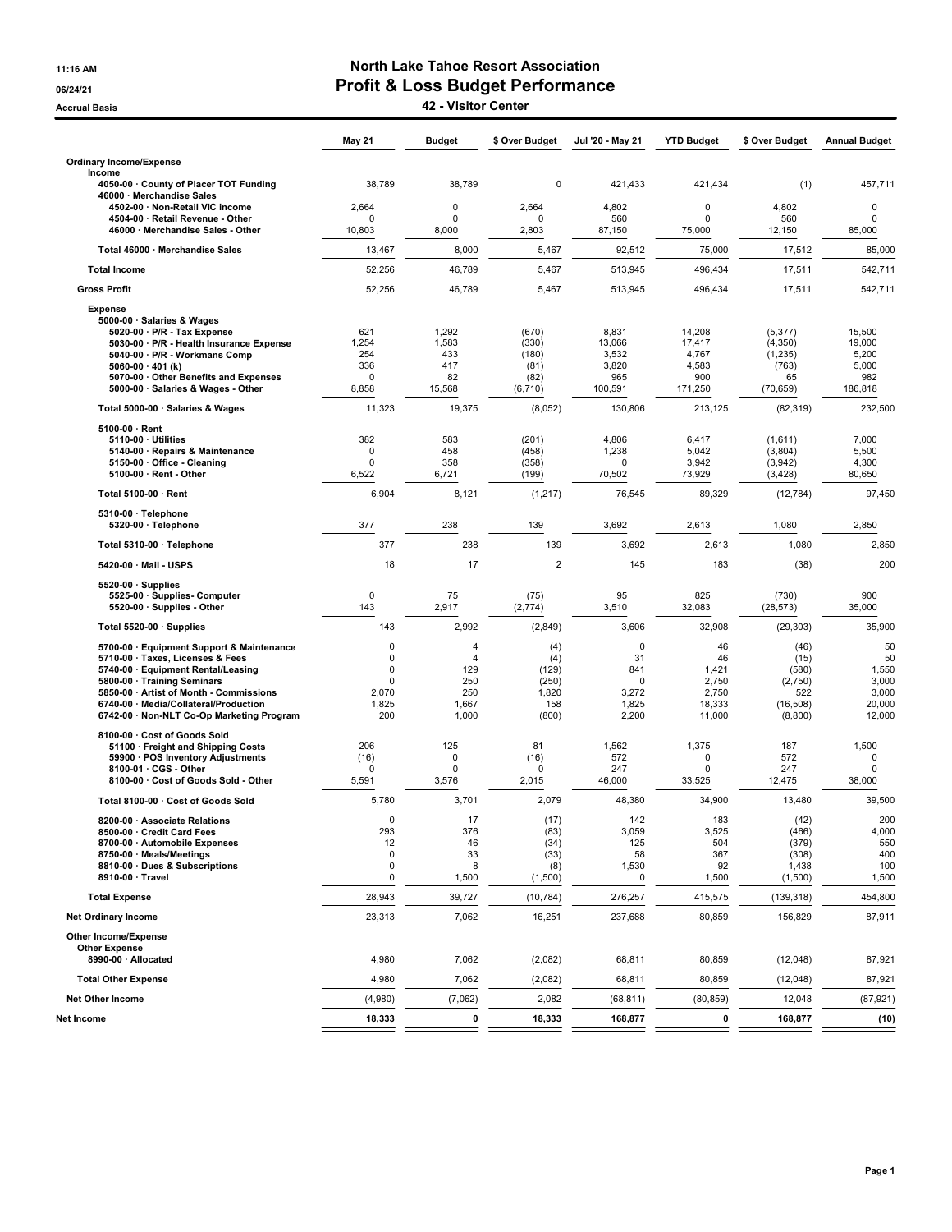# North Lake Tahoe Resort Association

## Profit & Loss Budget Performance

### 42 - Visitor Center

11:16 AM
06/24/21
Accrual Basis

| | May 21 | Budget | $ Over Budget | Jul '20 - May 21 | YTD Budget | $ Over Budget | Annual Budget |
|---|---|---|---|---|---|---|---|
| **Ordinary Income/Expense** | | | | | | | |
| **Income** | | | | | | | |
| 4050-00 · County of Placer TOT Funding | 38,789 | 38,789 | 0 | 421,433 | 421,434 | (1) | 457,711 |
| 46000 · Merchandise Sales | | | | | | | |
| 4502-00 · Non-Retail VIC income | 2,664 | 0 | 2,664 | 4,802 | 0 | 4,802 | 0 |
| 4504-00 · Retail Revenue - Other | 0 | 0 | 0 | 560 | 0 | 560 | 0 |
| 46000 · Merchandise Sales - Other | 10,803 | 8,000 | 2,803 | 87,150 | 75,000 | 12,150 | 85,000 |
| Total 46000 · Merchandise Sales | 13,467 | 8,000 | 5,467 | 92,512 | 75,000 | 17,512 | 85,000 |
| **Total Income** | 52,256 | 46,789 | 5,467 | 513,945 | 496,434 | 17,511 | 542,711 |
| **Gross Profit** | 52,256 | 46,789 | 5,467 | 513,945 | 496,434 | 17,511 | 542,711 |
| **Expense** | | | | | | | |
| 5000-00 · Salaries & Wages | | | | | | | |
| 5020-00 · P/R - Tax Expense | 621 | 1,292 | (670) | 8,831 | 14,208 | (5,377) | 15,500 |
| 5030-00 · P/R - Health Insurance Expense | 1,254 | 1,583 | (330) | 13,066 | 17,417 | (4,350) | 19,000 |
| 5040-00 · P/R - Workmans Comp | 254 | 433 | (180) | 3,532 | 4,767 | (1,235) | 5,200 |
| 5060-00 · 401 (k) | 336 | 417 | (81) | 3,820 | 4,583 | (763) | 5,000 |
| 5070-00 · Other Benefits and Expenses | 0 | 82 | (82) | 965 | 900 | 65 | 982 |
| 5000-00 · Salaries & Wages - Other | 8,858 | 15,568 | (6,710) | 100,591 | 171,250 | (70,659) | 186,818 |
| Total 5000-00 · Salaries & Wages | 11,323 | 19,375 | (8,052) | 130,806 | 213,125 | (82,319) | 232,500 |
| 5100-00 · Rent | | | | | | | |
| 5110-00 · Utilities | 382 | 583 | (201) | 4,806 | 6,417 | (1,611) | 7,000 |
| 5140-00 · Repairs & Maintenance | 0 | 458 | (458) | 1,238 | 5,042 | (3,804) | 5,500 |
| 5150-00 · Office - Cleaning | 0 | 358 | (358) | 0 | 3,942 | (3,942) | 4,300 |
| 5100-00 · Rent - Other | 6,522 | 6,721 | (199) | 70,502 | 73,929 | (3,428) | 80,650 |
| Total 5100-00 · Rent | 6,904 | 8,121 | (1,217) | 76,545 | 89,329 | (12,784) | 97,450 |
| 5310-00 · Telephone | | | | | | | |
| 5320-00 · Telephone | 377 | 238 | 139 | 3,692 | 2,613 | 1,080 | 2,850 |
| Total 5310-00 · Telephone | 377 | 238 | 139 | 3,692 | 2,613 | 1,080 | 2,850 |
| 5420-00 · Mail - USPS | 18 | 17 | 2 | 145 | 183 | (38) | 200 |
| 5520-00 · Supplies | | | | | | | |
| 5525-00 · Supplies- Computer | 0 | 75 | (75) | 95 | 825 | (730) | 900 |
| 5520-00 · Supplies - Other | 143 | 2,917 | (2,774) | 3,510 | 32,083 | (28,573) | 35,000 |
| Total 5520-00 · Supplies | 143 | 2,992 | (2,849) | 3,606 | 32,908 | (29,303) | 35,900 |
| 5700-00 · Equipment Support & Maintenance | 0 | 4 | (4) | 0 | 46 | (46) | 50 |
| 5710-00 · Taxes, Licenses & Fees | 0 | 4 | (4) | 31 | 46 | (15) | 50 |
| 5740-00 · Equipment Rental/Leasing | 0 | 129 | (129) | 841 | 1,421 | (580) | 1,550 |
| 5800-00 · Training Seminars | 0 | 250 | (250) | 0 | 2,750 | (2,750) | 3,000 |
| 5850-00 · Artist of Month - Commissions | 2,070 | 250 | 1,820 | 3,272 | 2,750 | 522 | 3,000 |
| 6740-00 · Media/Collateral/Production | 1,825 | 1,667 | 158 | 1,825 | 18,333 | (16,508) | 20,000 |
| 6742-00 · Non-NLT Co-Op Marketing Program | 200 | 1,000 | (800) | 2,200 | 11,000 | (8,800) | 12,000 |
| 8100-00 · Cost of Goods Sold | | | | | | | |
| 51100 · Freight and Shipping Costs | 206 | 125 | 81 | 1,562 | 1,375 | 187 | 1,500 |
| 59900 · POS Inventory Adjustments | (16) | 0 | (16) | 572 | 0 | 572 | 0 |
| 8100-01 · CGS - Other | 0 | 0 | 0 | 247 | 0 | 247 | 0 |
| 8100-00 · Cost of Goods Sold - Other | 5,591 | 3,576 | 2,015 | 46,000 | 33,525 | 12,475 | 38,000 |
| Total 8100-00 · Cost of Goods Sold | 5,780 | 3,701 | 2,079 | 48,380 | 34,900 | 13,480 | 39,500 |
| 8200-00 · Associate Relations | 0 | 17 | (17) | 142 | 183 | (42) | 200 |
| 8500-00 · Credit Card Fees | 293 | 376 | (83) | 3,059 | 3,525 | (466) | 4,000 |
| 8700-00 · Automobile Expenses | 12 | 46 | (34) | 125 | 504 | (379) | 550 |
| 8750-00 · Meals/Meetings | 0 | 33 | (33) | 58 | 367 | (308) | 400 |
| 8810-00 · Dues & Subscriptions | 0 | 8 | (8) | 1,530 | 92 | 1,438 | 100 |
| 8910-00 · Travel | 0 | 1,500 | (1,500) | 0 | 1,500 | (1,500) | 1,500 |
| **Total Expense** | 28,943 | 39,727 | (10,784) | 276,257 | 415,575 | (139,318) | 454,800 |
| **Net Ordinary Income** | 23,313 | 7,062 | 16,251 | 237,688 | 80,859 | 156,829 | 87,911 |
| **Other Income/Expense** | | | | | | | |
| **Other Expense** | | | | | | | |
| 8990-00 · Allocated | 4,980 | 7,062 | (2,082) | 68,811 | 80,859 | (12,048) | 87,921 |
| **Total Other Expense** | 4,980 | 7,062 | (2,082) | 68,811 | 80,859 | (12,048) | 87,921 |
| **Net Other Income** | (4,980) | (7,062) | 2,082 | (68,811) | (80,859) | 12,048 | (87,921) |
| **Net Income** | **18,333** | **0** | **18,333** | **168,877** | **0** | **168,877** | **(10)** |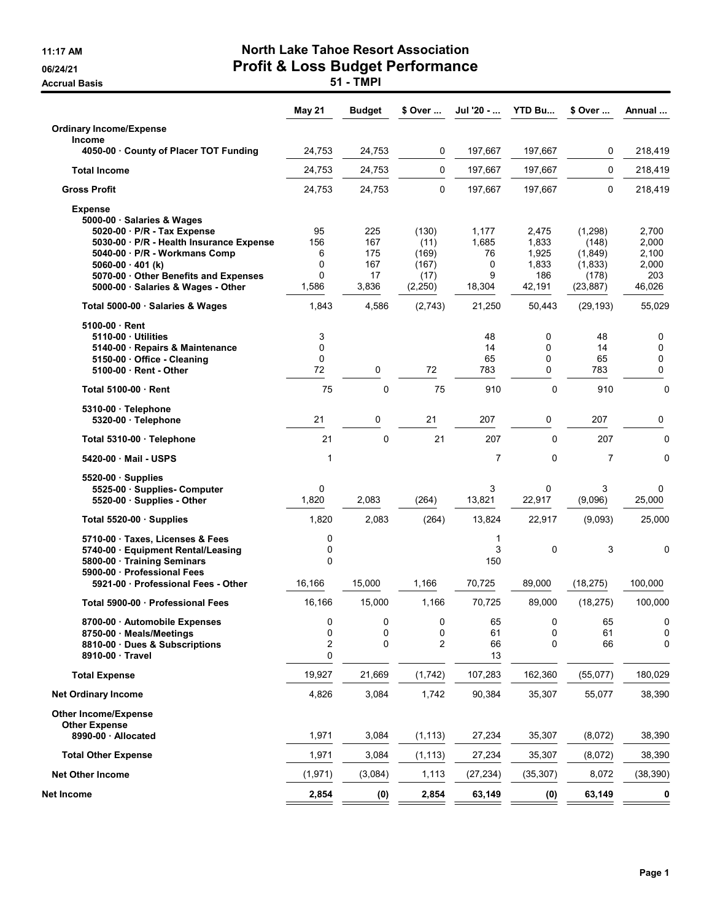11:17 AM
06/24/21
Accrual Basis

# North Lake Tahoe Resort Association
## Profit & Loss Budget Performance
### 51 - TMPI

| | May 21 | Budget | $ Over ... | Jul '20 - ... | YTD Bu... | $ Over ... | Annual ... |
|---|---|---|---|---|---|---|---|
| **Ordinary Income/Expense** | | | | | | | |
| **Income** | | | | | | | |
| **4050-00 · County of Placer TOT Funding** | 24,753 | 24,753 | 0 | 197,667 | 197,667 | 0 | 218,419 |
| **Total Income** | 24,753 | 24,753 | 0 | 197,667 | 197,667 | 0 | 218,419 |
| **Gross Profit** | 24,753 | 24,753 | 0 | 197,667 | 197,667 | 0 | 218,419 |
| **Expense** | | | | | | | |
| **5000-00 · Salaries & Wages** | | | | | | | |
| **5020-00 · P/R - Tax Expense** | 95 | 225 | (130) | 1,177 | 2,475 | (1,298) | 2,700 |
| **5030-00 · P/R - Health Insurance Expense** | 156 | 167 | (11) | 1,685 | 1,833 | (148) | 2,000 |
| **5040-00 · P/R - Workmans Comp** | 6 | 175 | (169) | 76 | 1,925 | (1,849) | 2,100 |
| **5060-00 · 401 (k)** | 0 | 167 | (167) | 0 | 1,833 | (1,833) | 2,000 |
| **5070-00 · Other Benefits and Expenses** | 0 | 17 | (17) | 9 | 186 | (178) | 203 |
| **5000-00 · Salaries & Wages - Other** | 1,586 | 3,836 | (2,250) | 18,304 | 42,191 | (23,887) | 46,026 |
| **Total 5000-00 · Salaries & Wages** | 1,843 | 4,586 | (2,743) | 21,250 | 50,443 | (29,193) | 55,029 |
| **5100-00 · Rent** | | | | | | | |
| **5110-00 · Utilities** | 3 | | | 48 | 0 | 48 | 0 |
| **5140-00 · Repairs & Maintenance** | 0 | | | 14 | 0 | 14 | 0 |
| **5150-00 · Office - Cleaning** | 0 | | | 65 | 0 | 65 | 0 |
| **5100-00 · Rent - Other** | 72 | 0 | 72 | 783 | 0 | 783 | 0 |
| **Total 5100-00 · Rent** | 75 | 0 | 75 | 910 | 0 | 910 | 0 |
| **5310-00 · Telephone** | | | | | | | |
| **5320-00 · Telephone** | 21 | 0 | 21 | 207 | 0 | 207 | 0 |
| **Total 5310-00 · Telephone** | 21 | 0 | 21 | 207 | 0 | 207 | 0 |
| **5420-00 · Mail - USPS** | 1 | | | 7 | 0 | 7 | 0 |
| **5520-00 · Supplies** | | | | | | | |
| **5525-00 · Supplies- Computer** | 0 | | | 3 | 0 | 3 | 0 |
| **5520-00 · Supplies - Other** | 1,820 | 2,083 | (264) | 13,821 | 22,917 | (9,096) | 25,000 |
| **Total 5520-00 · Supplies** | 1,820 | 2,083 | (264) | 13,824 | 22,917 | (9,093) | 25,000 |
| **5710-00 · Taxes, Licenses & Fees** | 0 | | | 1 | | | |
| **5740-00 · Equipment Rental/Leasing** | 0 | | | 3 | 0 | 3 | 0 |
| **5800-00 · Training Seminars** | 0 | | | 150 | | | |
| **5900-00 · Professional Fees** | | | | | | | |
| **5921-00 · Professional Fees - Other** | 16,166 | 15,000 | 1,166 | 70,725 | 89,000 | (18,275) | 100,000 |
| **Total 5900-00 · Professional Fees** | 16,166 | 15,000 | 1,166 | 70,725 | 89,000 | (18,275) | 100,000 |
| **8700-00 · Automobile Expenses** | 0 | 0 | 0 | 65 | 0 | 65 | 0 |
| **8750-00 · Meals/Meetings** | 0 | 0 | 0 | 61 | 0 | 61 | 0 |
| **8810-00 · Dues & Subscriptions** | 2 | 0 | 2 | 66 | 0 | 66 | 0 |
| **8910-00 · Travel** | 0 | | | 13 | | | |
| **Total Expense** | 19,927 | 21,669 | (1,742) | 107,283 | 162,360 | (55,077) | 180,029 |
| **Net Ordinary Income** | 4,826 | 3,084 | 1,742 | 90,384 | 35,307 | 55,077 | 38,390 |
| **Other Income/Expense** | | | | | | | |
| **Other Expense** | | | | | | | |
| **8990-00 · Allocated** | 1,971 | 3,084 | (1,113) | 27,234 | 35,307 | (8,072) | 38,390 |
| **Total Other Expense** | 1,971 | 3,084 | (1,113) | 27,234 | 35,307 | (8,072) | 38,390 |
| **Net Other Income** | (1,971) | (3,084) | 1,113 | (27,234) | (35,307) | 8,072 | (38,390) |
| **Net Income** | **2,854** | **(0)** | **2,854** | **63,149** | **(0)** | **63,149** | **0** |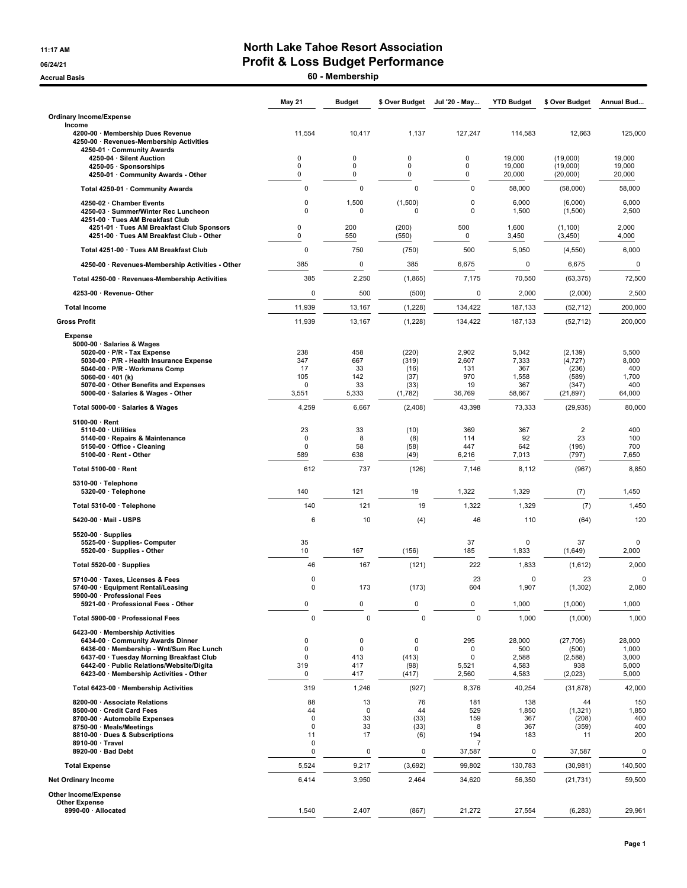11:17 AM
06/24/21
Accrual Basis

# North Lake Tahoe Resort Association
## Profit & Loss Budget Performance
### 60 - Membership

| | May 21 | Budget | $ Over Budget | Jul '20 - May... | YTD Budget | $ Over Budget | Annual Bud... |
|---|---|---|---|---|---|---|---|
| **Ordinary Income/Expense** | | | | | | | |
| Income | | | | | | | |
| 4200-00 · Membership Dues Revenue | 11,554 | 10,417 | 1,137 | 127,247 | 114,583 | 12,663 | 125,000 |
| 4250-00 · Revenues-Membership Activities | | | | | | | |
| 4250-01 · Community Awards | | | | | | | |
| 4250-04 · Silent Auction | 0 | 0 | 0 | 0 | 19,000 | (19,000) | 19,000 |
| 4250-05 · Sponsorships | 0 | 0 | 0 | 0 | 19,000 | (19,000) | 19,000 |
| 4250-01 · Community Awards - Other | 0 | 0 | 0 | 0 | 20,000 | (20,000) | 20,000 |
| Total 4250-01 · Community Awards | 0 | 0 | 0 | 0 | 58,000 | (58,000) | 58,000 |
| 4250-02 · Chamber Events | 0 | 1,500 | (1,500) | 0 | 6,000 | (6,000) | 6,000 |
| 4250-03 · Summer/Winter Rec Luncheon | 0 | 0 | 0 | 0 | 1,500 | (1,500) | 2,500 |
| 4251-00 · Tues AM Breakfast Club | | | | | | | |
| 4251-01 · Tues AM Breakfast Club Sponsors | 0 | 200 | (200) | 500 | 1,600 | (1,100) | 2,000 |
| 4251-00 · Tues AM Breakfast Club - Other | 0 | 550 | (550) | 0 | 3,450 | (3,450) | 4,000 |
| Total 4251-00 · Tues AM Breakfast Club | 0 | 750 | (750) | 500 | 5,050 | (4,550) | 6,000 |
| 4250-00 · Revenues-Membership Activities - Other | 385 | 0 | 385 | 6,675 | 0 | 6,675 | 0 |
| Total 4250-00 · Revenues-Membership Activities | 385 | 2,250 | (1,865) | 7,175 | 70,550 | (63,375) | 72,500 |
| 4253-00 · Revenue- Other | 0 | 500 | (500) | 0 | 2,000 | (2,000) | 2,500 |
| **Total Income** | 11,939 | 13,167 | (1,228) | 134,422 | 187,133 | (52,712) | 200,000 |
| **Gross Profit** | 11,939 | 13,167 | (1,228) | 134,422 | 187,133 | (52,712) | 200,000 |
| Expense | | | | | | | |
| 5000-00 · Salaries & Wages | | | | | | | |
| 5020-00 · P/R - Tax Expense | 238 | 458 | (220) | 2,902 | 5,042 | (2,139) | 5,500 |
| 5030-00 · P/R - Health Insurance Expense | 347 | 667 | (319) | 2,607 | 7,333 | (4,727) | 8,000 |
| 5040-00 · P/R - Workmans Comp | 17 | 33 | (16) | 131 | 367 | (236) | 400 |
| 5060-00 · 401 (k) | 105 | 142 | (37) | 970 | 1,558 | (589) | 1,700 |
| 5070-00 · Other Benefits and Expenses | 0 | 33 | (33) | 19 | 367 | (347) | 400 |
| 5000-00 · Salaries & Wages - Other | 3,551 | 5,333 | (1,782) | 36,769 | 58,667 | (21,897) | 64,000 |
| Total 5000-00 · Salaries & Wages | 4,259 | 6,667 | (2,408) | 43,398 | 73,333 | (29,935) | 80,000 |
| 5100-00 · Rent | | | | | | | |
| 5110-00 · Utilities | 23 | 33 | (10) | 369 | 367 | 2 | 400 |
| 5140-00 · Repairs & Maintenance | 0 | 8 | (8) | 114 | 92 | 23 | 100 |
| 5150-00 · Office - Cleaning | 0 | 58 | (58) | 447 | 642 | (195) | 700 |
| 5100-00 · Rent - Other | 589 | 638 | (49) | 6,216 | 7,013 | (797) | 7,650 |
| Total 5100-00 · Rent | 612 | 737 | (126) | 7,146 | 8,112 | (967) | 8,850 |
| 5310-00 · Telephone | | | | | | | |
| 5320-00 · Telephone | 140 | 121 | 19 | 1,322 | 1,329 | (7) | 1,450 |
| Total 5310-00 · Telephone | 140 | 121 | 19 | 1,322 | 1,329 | (7) | 1,450 |
| 5420-00 · Mail - USPS | 6 | 10 | (4) | 46 | 110 | (64) | 120 |
| 5520-00 · Supplies | | | | | | | |
| 5525-00 · Supplies- Computer | 35 | | | 37 | 0 | 37 | 0 |
| 5520-00 · Supplies - Other | 10 | 167 | (156) | 185 | 1,833 | (1,649) | 2,000 |
| Total 5520-00 · Supplies | 46 | 167 | (121) | 222 | 1,833 | (1,612) | 2,000 |
| 5710-00 · Taxes, Licenses & Fees | 0 | | | 23 | 0 | 23 | 0 |
| 5740-00 · Equipment Rental/Leasing | 0 | 173 | (173) | 604 | 1,907 | (1,302) | 2,080 |
| 5900-00 · Professional Fees | | | | | | | |
| 5921-00 · Professional Fees - Other | 0 | 0 | 0 | 0 | 1,000 | (1,000) | 1,000 |
| Total 5900-00 · Professional Fees | 0 | 0 | 0 | 0 | 1,000 | (1,000) | 1,000 |
| 6423-00 · Membership Activities | | | | | | | |
| 6434-00 · Community Awards Dinner | 0 | 0 | 0 | 295 | 28,000 | (27,705) | 28,000 |
| 6436-00 · Membership - Wnt/Sum Rec Lunch | 0 | 0 | 0 | 0 | 500 | (500) | 1,000 |
| 6437-00 · Tuesday Morning Breakfast Club | 0 | 413 | (413) | 0 | 2,588 | (2,588) | 3,000 |
| 6442-00 · Public Relations/Website/Digita | 319 | 417 | (98) | 5,521 | 4,583 | 938 | 5,000 |
| 6423-00 · Membership Activities - Other | 0 | 417 | (417) | 2,560 | 4,583 | (2,023) | 5,000 |
| Total 6423-00 · Membership Activities | 319 | 1,246 | (927) | 8,376 | 40,254 | (31,878) | 42,000 |
| 8200-00 · Associate Relations | 88 | 13 | 76 | 181 | 138 | 44 | 150 |
| 8500-00 · Credit Card Fees | 44 | 0 | 44 | 529 | 1,850 | (1,321) | 1,850 |
| 8700-00 · Automobile Expenses | 0 | 33 | (33) | 159 | 367 | (208) | 400 |
| 8750-00 · Meals/Meetings | 0 | 33 | (33) | 8 | 367 | (359) | 400 |
| 8810-00 · Dues & Subscriptions | 11 | 17 | (6) | 194 | 183 | 11 | 200 |
| 8910-00 · Travel | 0 | | | 7 | | | |
| 8920-00 · Bad Debt | 0 | 0 | 0 | 37,587 | 0 | 37,587 | 0 |
| **Total Expense** | 5,524 | 9,217 | (3,692) | 99,802 | 130,783 | (30,981) | 140,500 |
| **Net Ordinary Income** | 6,414 | 3,950 | 2,464 | 34,620 | 56,350 | (21,731) | 59,500 |
| **Other Income/Expense** | | | | | | | |
| Other Expense | | | | | | | |
| 8990-00 · Allocated | 1,540 | 2,407 | (867) | 21,272 | 27,554 | (6,283) | 29,961 |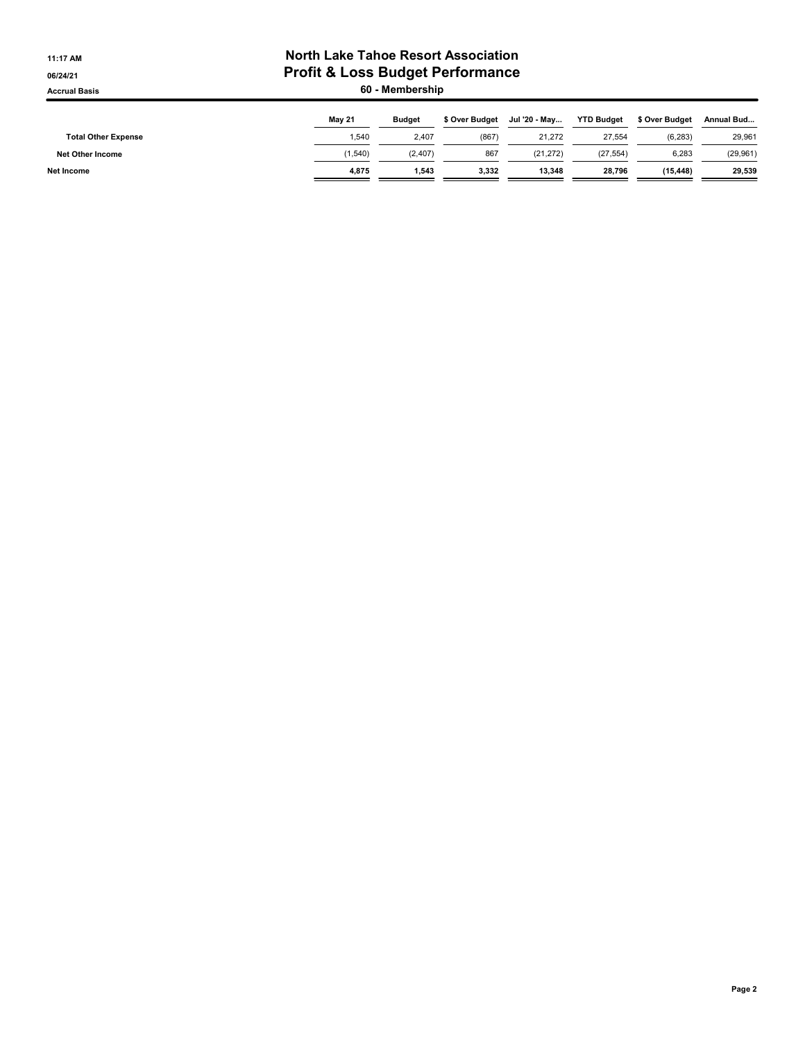# North Lake Tahoe Resort Association
## Profit & Loss Budget Performance
### 60 - Membership

Accrual Basis

| | May 21 | Budget | $ Over Budget | Jul '20 - May... | YTD Budget | $ Over Budget | Annual Bud... |
|---|---|---|---|---|---|---|---|
| Total Other Expense | 1,540 | 2,407 | (867) | 21,272 | 27,554 | (6,283) | 29,961 |
| Net Other Income | (1,540) | (2,407) | 867 | (21,272) | (27,554) | 6,283 | (29,961) |
| **Net Income** | **4,875** | **1,543** | **3,332** | **13,348** | **28,796** | **(15,448)** | **29,539** |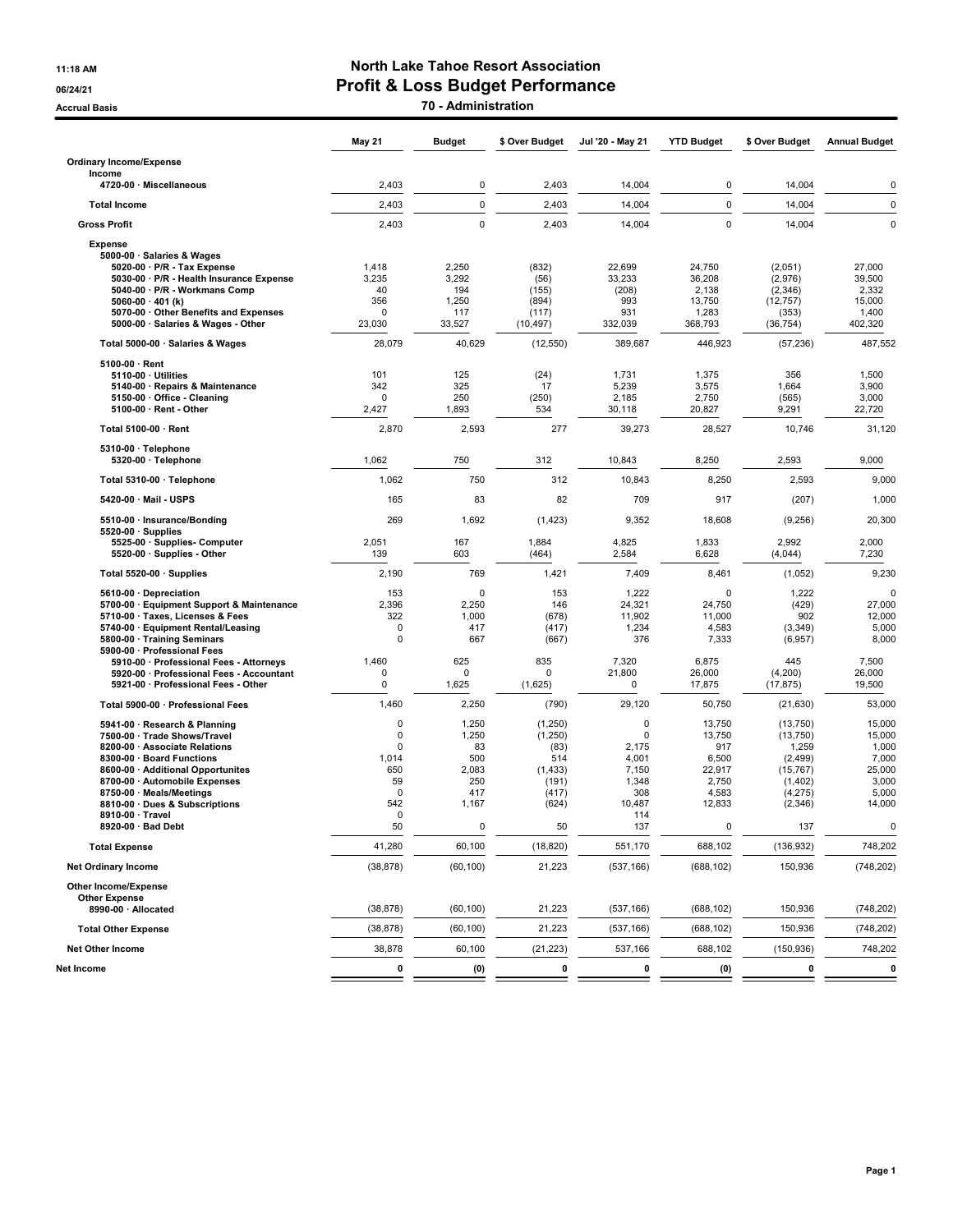11:18 AM

06/24/21

Accrual Basis

# North Lake Tahoe Resort Association
## Profit & Loss Budget Performance
### 70 - Administration

| | May 21 | Budget | $ Over Budget | Jul '20 - May 21 | YTD Budget | $ Over Budget | Annual Budget |
|---|---|---|---|---|---|---|---|
| **Ordinary Income/Expense** | | | | | | | |
| **Income** | | | | | | | |
| 4720-00 · Miscellaneous | 2,403 | 0 | 2,403 | 14,004 | 0 | 14,004 | 0 |
| **Total Income** | 2,403 | 0 | 2,403 | 14,004 | 0 | 14,004 | 0 |
| **Gross Profit** | 2,403 | 0 | 2,403 | 14,004 | 0 | 14,004 | 0 |
| **Expense** | | | | | | | |
| 5000-00 · Salaries & Wages | | | | | | | |
| 5020-00 · P/R - Tax Expense | 1,418 | 2,250 | (832) | 22,699 | 24,750 | (2,051) | 27,000 |
| 5030-00 · P/R - Health Insurance Expense | 3,235 | 3,292 | (56) | 33,233 | 36,208 | (2,976) | 39,500 |
| 5040-00 · P/R - Workmans Comp | 40 | 194 | (155) | (208) | 2,138 | (2,346) | 2,332 |
| 5060-00 · 401 (k) | 356 | 1,250 | (894) | 993 | 13,750 | (12,757) | 15,000 |
| 5070-00 · Other Benefits and Expenses | 0 | 117 | (117) | 931 | 1,283 | (353) | 1,400 |
| 5000-00 · Salaries & Wages - Other | 23,030 | 33,527 | (10,497) | 332,039 | 368,793 | (36,754) | 402,320 |
| **Total 5000-00 · Salaries & Wages** | 28,079 | 40,629 | (12,550) | 389,687 | 446,923 | (57,236) | 487,552 |
| 5100-00 · Rent | | | | | | | |
| 5110-00 · Utilities | 101 | 125 | (24) | 1,731 | 1,375 | 356 | 1,500 |
| 5140-00 · Repairs & Maintenance | 342 | 325 | 17 | 5,239 | 3,575 | 1,664 | 3,900 |
| 5150-00 · Office - Cleaning | 0 | 250 | (250) | 2,185 | 2,750 | (565) | 3,000 |
| 5100-00 · Rent - Other | 2,427 | 1,893 | 534 | 30,118 | 20,827 | 9,291 | 22,720 |
| **Total 5100-00 · Rent** | 2,870 | 2,593 | 277 | 39,273 | 28,527 | 10,746 | 31,120 |
| 5310-00 · Telephone | | | | | | | |
| 5320-00 · Telephone | 1,062 | 750 | 312 | 10,843 | 8,250 | 2,593 | 9,000 |
| **Total 5310-00 · Telephone** | 1,062 | 750 | 312 | 10,843 | 8,250 | 2,593 | 9,000 |
| 5420-00 · Mail - USPS | 165 | 83 | 82 | 709 | 917 | (207) | 1,000 |
| 5510-00 · Insurance/Bonding | 269 | 1,692 | (1,423) | 9,352 | 18,608 | (9,256) | 20,300 |
| 5520-00 · Supplies | | | | | | | |
| 5525-00 · Supplies- Computer | 2,051 | 167 | 1,884 | 4,825 | 1,833 | 2,992 | 2,000 |
| 5520-00 · Supplies - Other | 139 | 603 | (464) | 2,584 | 6,628 | (4,044) | 7,230 |
| **Total 5520-00 · Supplies** | 2,190 | 769 | 1,421 | 7,409 | 8,461 | (1,052) | 9,230 |
| 5610-00 · Depreciation | 153 | 0 | 153 | 1,222 | 0 | 1,222 | 0 |
| 5700-00 · Equipment Support & Maintenance | 2,396 | 2,250 | 146 | 24,321 | 24,750 | (429) | 27,000 |
| 5710-00 · Taxes, Licenses & Fees | 322 | 1,000 | (678) | 11,902 | 11,000 | 902 | 12,000 |
| 5740-00 · Equipment Rental/Leasing | 0 | 417 | (417) | 1,234 | 4,583 | (3,349) | 5,000 |
| 5800-00 · Training Seminars | 0 | 667 | (667) | 376 | 7,333 | (6,957) | 8,000 |
| 5900-00 · Professional Fees | | | | | | | |
| 5910-00 · Professional Fees - Attorneys | 1,460 | 625 | 835 | 7,320 | 6,875 | 445 | 7,500 |
| 5920-00 · Professional Fees - Accountant | 0 | 0 | 0 | 21,800 | 26,000 | (4,200) | 26,000 |
| 5921-00 · Professional Fees - Other | 0 | 1,625 | (1,625) | 0 | 17,875 | (17,875) | 19,500 |
| **Total 5900-00 · Professional Fees** | 1,460 | 2,250 | (790) | 29,120 | 50,750 | (21,630) | 53,000 |
| 5941-00 · Research & Planning | 0 | 1,250 | (1,250) | 0 | 13,750 | (13,750) | 15,000 |
| 7500-00 · Trade Shows/Travel | 0 | 1,250 | (1,250) | 0 | 13,750 | (13,750) | 15,000 |
| 8200-00 · Associate Relations | 0 | 83 | (83) | 2,175 | 917 | 1,259 | 1,000 |
| 8300-00 · Board Functions | 1,014 | 500 | 514 | 4,001 | 6,500 | (2,499) | 7,000 |
| 8600-00 · Additional Opportunites | 650 | 2,083 | (1,433) | 7,150 | 22,917 | (15,767) | 25,000 |
| 8700-00 · Automobile Expenses | 59 | 250 | (191) | 1,348 | 2,750 | (1,402) | 3,000 |
| 8750-00 · Meals/Meetings | 0 | 417 | (417) | 308 | 4,583 | (4,275) | 5,000 |
| 8810-00 · Dues & Subscriptions | 542 | 1,167 | (624) | 10,487 | 12,833 | (2,346) | 14,000 |
| 8910-00 · Travel | 0 | | | 114 | | | |
| 8920-00 · Bad Debt | 50 | 0 | 50 | 137 | 0 | 137 | 0 |
| **Total Expense** | 41,280 | 60,100 | (18,820) | 551,170 | 688,102 | (136,932) | 748,202 |
| **Net Ordinary Income** | (38,878) | (60,100) | 21,223 | (537,166) | (688,102) | 150,936 | (748,202) |
| **Other Income/Expense** | | | | | | | |
| **Other Expense** | | | | | | | |
| 8990-00 · Allocated | (38,878) | (60,100) | 21,223 | (537,166) | (688,102) | 150,936 | (748,202) |
| **Total Other Expense** | (38,878) | (60,100) | 21,223 | (537,166) | (688,102) | 150,936 | (748,202) |
| **Net Other Income** | 38,878 | 60,100 | (21,223) | 537,166 | 688,102 | (150,936) | 748,202 |
| **Net Income** | 0 | (0) | 0 | 0 | (0) | 0 | 0 |